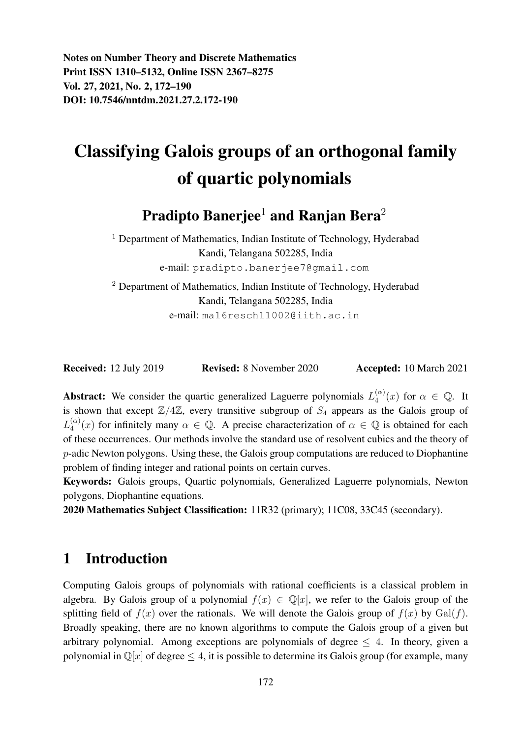**Notes on Number Theory and Discrete Mathematics**
**Print ISSN 1310–5132, Online ISSN 2367–8275**
**Vol. 27, 2021, No. 2, 172–190**
**DOI: 10.7546/nntdm.2021.27.2.172-190**

# Classifying Galois groups of an orthogonal family of quartic polynomials

## Pradipto Banerjee[1] and Ranjan Bera[2]

[1] Department of Mathematics, Indian Institute of Technology, Hyderabad
Kandi, Telangana 502285, India
e-mail: pradipto.banerjee7@gmail.com

[2] Department of Mathematics, Indian Institute of Technology, Hyderabad
Kandi, Telangana 502285, India
e-mail: ma16resch11002@iith.ac.in

**Received:** 12 July 2019 **Revised:** 8 November 2020 **Accepted:** 10 March 2021

**Abstract:** We consider the quartic generalized Laguerre polynomials $L_4^{(\alpha)}(x)$ for $\alpha \in \mathbb{Q}$. It is shown that except $\mathbb{Z}/4\mathbb{Z}$, every transitive subgroup of $S_4$ appears as the Galois group of $L_4^{(\alpha)}(x)$ for infinitely many $\alpha \in \mathbb{Q}$. A precise characterization of $\alpha \in \mathbb{Q}$ is obtained for each of these occurrences. Our methods involve the standard use of resolvent cubics and the theory of $p$-adic Newton polygons. Using these, the Galois group computations are reduced to Diophantine problem of finding integer and rational points on certain curves.

**Keywords:** Galois groups, Quartic polynomials, Generalized Laguerre polynomials, Newton polygons, Diophantine equations.

**2020 Mathematics Subject Classification:** 11R32 (primary); 11C08, 33C45 (secondary).

## 1 Introduction

Computing Galois groups of polynomials with rational coefficients is a classical problem in algebra. By Galois group of a polynomial $f(x) \in \mathbb{Q}[x]$, we refer to the Galois group of the splitting field of $f(x)$ over the rationals. We will denote the Galois group of $f(x)$ by $\mathrm{Gal}(f)$. Broadly speaking, there are no known algorithms to compute the Galois group of a given but arbitrary polynomial. Among exceptions are polynomials of degree $\leq 4$. In theory, given a polynomial in $\mathbb{Q}[x]$ of degree $\leq 4$, it is possible to determine its Galois group (for example, many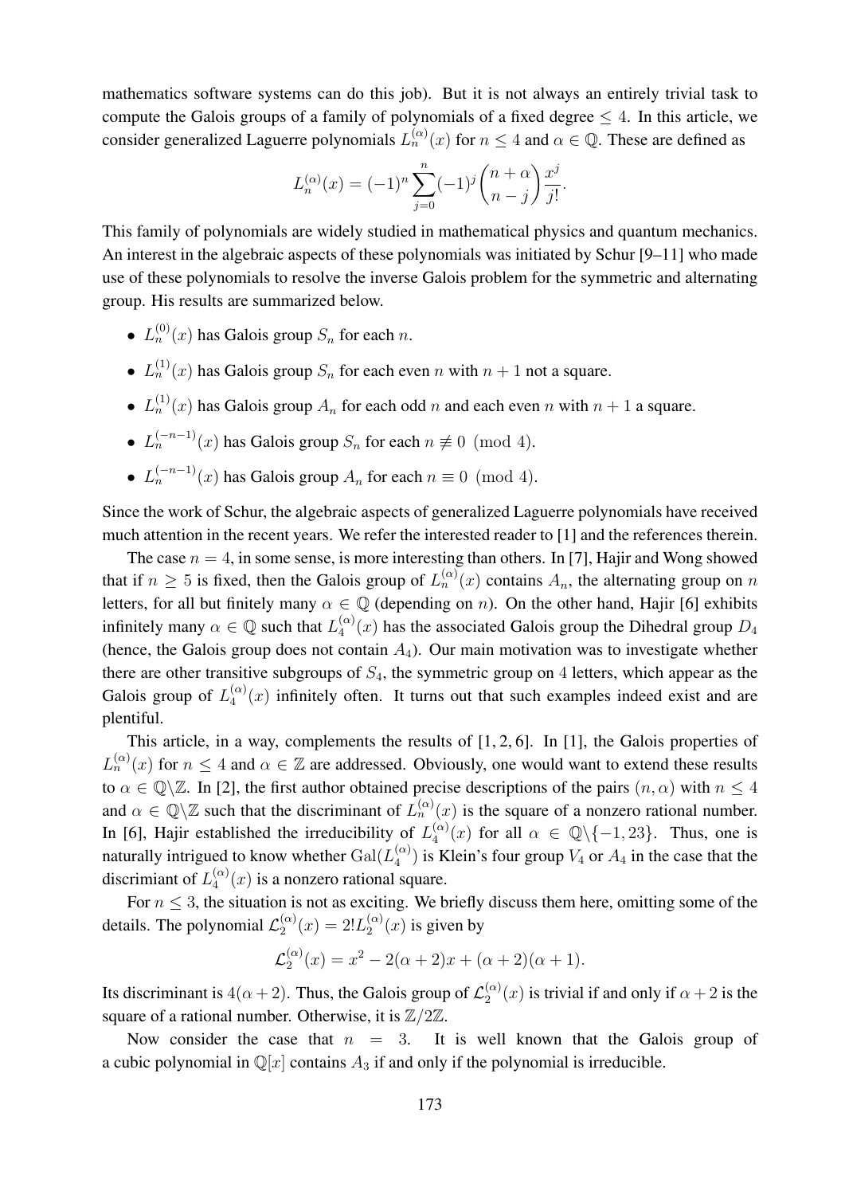mathematics software systems can do this job). But it is not always an entirely trivial task to compute the Galois groups of a family of polynomials of a fixed degree $\leq 4$. In this article, we consider generalized Laguerre polynomials $L_n^{(\alpha)}(x)$ for $n \leq 4$ and $\alpha \in \mathbb{Q}$. These are defined as

$$L_n^{(\alpha)}(x) = (-1)^n \sum_{j=0}^{n} (-1)^j \binom{n+\alpha}{n-j} \frac{x^j}{j!}.$$

This family of polynomials are widely studied in mathematical physics and quantum mechanics. An interest in the algebraic aspects of these polynomials was initiated by Schur [9–11] who made use of these polynomials to resolve the inverse Galois problem for the symmetric and alternating group. His results are summarized below.

- $L_n^{(0)}(x)$ has Galois group $S_n$ for each $n$.
- $L_n^{(1)}(x)$ has Galois group $S_n$ for each even $n$ with $n+1$ not a square.
- $L_n^{(1)}(x)$ has Galois group $A_n$ for each odd $n$ and each even $n$ with $n+1$ a square.
- $L_n^{(-n-1)}(x)$ has Galois group $S_n$ for each $n \not\equiv 0 \pmod 4$.
- $L_n^{(-n-1)}(x)$ has Galois group $A_n$ for each $n \equiv 0 \pmod 4$.

Since the work of Schur, the algebraic aspects of generalized Laguerre polynomials have received much attention in the recent years. We refer the interested reader to [1] and the references therein.

The case $n = 4$, in some sense, is more interesting than others. In [7], Hajir and Wong showed that if $n \geq 5$ is fixed, then the Galois group of $L_n^{(\alpha)}(x)$ contains $A_n$, the alternating group on $n$ letters, for all but finitely many $\alpha \in \mathbb{Q}$ (depending on $n$). On the other hand, Hajir [6] exhibits infinitely many $\alpha \in \mathbb{Q}$ such that $L_4^{(\alpha)}(x)$ has the associated Galois group the Dihedral group $D_4$ (hence, the Galois group does not contain $A_4$). Our main motivation was to investigate whether there are other transitive subgroups of $S_4$, the symmetric group on 4 letters, which appear as the Galois group of $L_4^{(\alpha)}(x)$ infinitely often. It turns out that such examples indeed exist and are plentiful.

This article, in a way, complements the results of [1, 2, 6]. In [1], the Galois properties of $L_n^{(\alpha)}(x)$ for $n \leq 4$ and $\alpha \in \mathbb{Z}$ are addressed. Obviously, one would want to extend these results to $\alpha \in \mathbb{Q}\backslash\mathbb{Z}$. In [2], the first author obtained precise descriptions of the pairs $(n, \alpha)$ with $n \leq 4$ and $\alpha \in \mathbb{Q}\backslash\mathbb{Z}$ such that the discriminant of $L_n^{(\alpha)}(x)$ is the square of a nonzero rational number. In [6], Hajir established the irreducibility of $L_4^{(\alpha)}(x)$ for all $\alpha \in \mathbb{Q}\backslash\{-1, 23\}$. Thus, one is naturally intrigued to know whether $\mathrm{Gal}(L_4^{(\alpha)})$ is Klein's four group $V_4$ or $A_4$ in the case that the discrimiant of $L_4^{(\alpha)}(x)$ is a nonzero rational square.

For $n \leq 3$, the situation is not as exciting. We briefly discuss them here, omitting some of the details. The polynomial $\mathcal{L}_2^{(\alpha)}(x) = 2!L_2^{(\alpha)}(x)$ is given by

$$\mathcal{L}_2^{(\alpha)}(x) = x^2 - 2(\alpha+2)x + (\alpha+2)(\alpha+1).$$

Its discriminant is $4(\alpha+2)$. Thus, the Galois group of $\mathcal{L}_2^{(\alpha)}(x)$ is trivial if and only if $\alpha+2$ is the square of a rational number. Otherwise, it is $\mathbb{Z}/2\mathbb{Z}$.

Now consider the case that $n = 3$. It is well known that the Galois group of a cubic polynomial in $\mathbb{Q}[x]$ contains $A_3$ if and only if the polynomial is irreducible.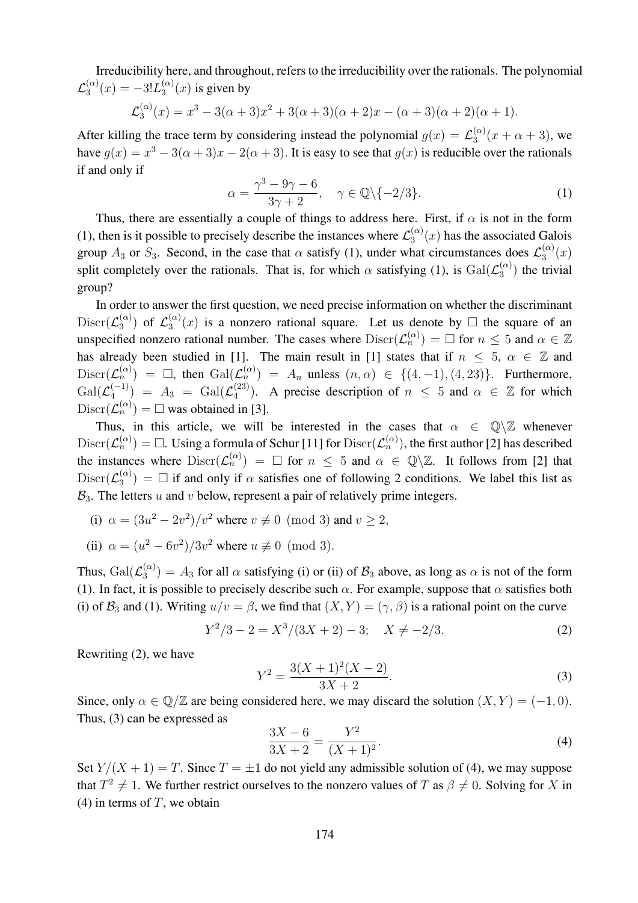Irreducibility here, and throughout, refers to the irreducibility over the rationals. The polynomial $\mathcal{L}_3^{(\alpha)}(x) = -3!L_3^{(\alpha)}(x)$ is given by

$$\mathcal{L}_3^{(\alpha)}(x) = x^3 - 3(\alpha+3)x^2 + 3(\alpha+3)(\alpha+2)x - (\alpha+3)(\alpha+2)(\alpha+1).$$

After killing the trace term by considering instead the polynomial $g(x) = \mathcal{L}_3^{(\alpha)}(x + \alpha + 3)$, we have $g(x) = x^3 - 3(\alpha+3)x - 2(\alpha+3)$. It is easy to see that $g(x)$ is reducible over the rationals if and only if

$$\alpha = \frac{\gamma^3 - 9\gamma - 6}{3\gamma + 2}, \quad \gamma \in \mathbb{Q}\backslash\{-2/3\}. \tag{1}$$

Thus, there are essentially a couple of things to address here. First, if $\alpha$ is not in the form (1), then is it possible to precisely describe the instances where $\mathcal{L}_3^{(\alpha)}(x)$ has the associated Galois group $A_3$ or $S_3$. Second, in the case that $\alpha$ satisfy (1), under what circumstances does $\mathcal{L}_3^{(\alpha)}(x)$ split completely over the rationals. That is, for which $\alpha$ satisfying (1), is $\mathrm{Gal}(\mathcal{L}_3^{(\alpha)})$ the trivial group?

In order to answer the first question, we need precise information on whether the discriminant $\mathrm{Discr}(\mathcal{L}_3^{(\alpha)})$ of $\mathcal{L}_3^{(\alpha)}(x)$ is a nonzero rational square. Let us denote by $\square$ the square of an unspecified nonzero rational number. The cases where $\mathrm{Discr}(\mathcal{L}_n^{(\alpha)}) = \square$ for $n \leq 5$ and $\alpha \in \mathbb{Z}$ has already been studied in [1]. The main result in [1] states that if $n \leq 5$, $\alpha \in \mathbb{Z}$ and $\mathrm{Discr}(\mathcal{L}_n^{(\alpha)}) = \square$, then $\mathrm{Gal}(\mathcal{L}_n^{(\alpha)}) = A_n$ unless $(n, \alpha) \in \{(4, -1), (4, 23)\}$. Furthermore, $\mathrm{Gal}(\mathcal{L}_4^{(-1)}) = A_3 = \mathrm{Gal}(\mathcal{L}_4^{(23)})$. A precise description of $n \leq 5$ and $\alpha \in \mathbb{Z}$ for which $\mathrm{Discr}(\mathcal{L}_n^{(\alpha)}) = \square$ was obtained in [3].

Thus, in this article, we will be interested in the cases that $\alpha \in \mathbb{Q}\backslash\mathbb{Z}$ whenever $\mathrm{Discr}(\mathcal{L}_n^{(\alpha)}) = \square$. Using a formula of Schur [11] for $\mathrm{Discr}(\mathcal{L}_n^{(\alpha)})$, the first author [2] has described the instances where $\mathrm{Discr}(\mathcal{L}_n^{(\alpha)}) = \square$ for $n \leq 5$ and $\alpha \in \mathbb{Q}\backslash\mathbb{Z}$. It follows from [2] that $\mathrm{Discr}(\mathcal{L}_3^{(\alpha)}) = \square$ if and only if $\alpha$ satisfies one of following 2 conditions. We label this list as $\mathcal{B}_3$. The letters $u$ and $v$ below, represent a pair of relatively prime integers.

(i) $\alpha = (3u^2 - 2v^2)/v^2$ where $v \not\equiv 0 \pmod 3$ and $v \geq 2$,

(ii) $\alpha = (u^2 - 6v^2)/3v^2$ where $u \not\equiv 0 \pmod 3$.

Thus, $\mathrm{Gal}(\mathcal{L}_3^{(\alpha)}) = A_3$ for all $\alpha$ satisfying (i) or (ii) of $\mathcal{B}_3$ above, as long as $\alpha$ is not of the form (1). In fact, it is possible to precisely describe such $\alpha$. For example, suppose that $\alpha$ satisfies both (i) of $\mathcal{B}_3$ and (1). Writing $u/v = \beta$, we find that $(X, Y) = (\gamma, \beta)$ is a rational point on the curve

$$Y^2/3 - 2 = X^3/(3X+2) - 3; \quad X \neq -2/3. \tag{2}$$

Rewriting (2), we have

$$Y^2 = \frac{3(X+1)^2(X-2)}{3X+2}. \tag{3}$$

Since, only $\alpha \in \mathbb{Q}/\mathbb{Z}$ are being considered here, we may discard the solution $(X, Y) = (-1, 0)$. Thus, (3) can be expressed as

$$\frac{3X - 6}{3X + 2} = \frac{Y^2}{(X+1)^2}. \tag{4}$$

Set $Y/(X+1) = T$. Since $T = \pm 1$ do not yield any admissible solution of (4), we may suppose that $T^2 \neq 1$. We further restrict ourselves to the nonzero values of $T$ as $\beta \neq 0$. Solving for $X$ in (4) in terms of $T$, we obtain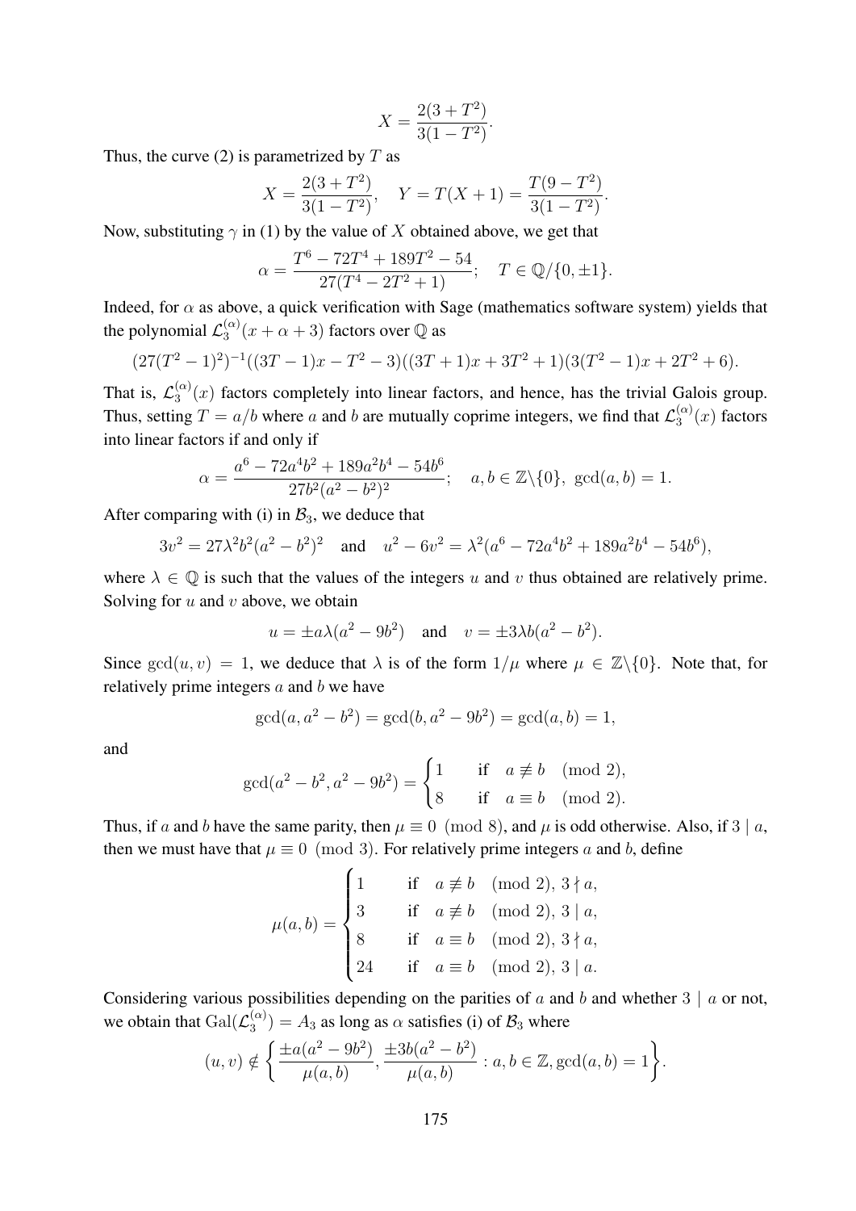$$X = \frac{2(3+T^2)}{3(1-T^2)}.$$

Thus, the curve (2) is parametrized by $T$ as

$$X = \frac{2(3+T^2)}{3(1-T^2)}, \quad Y = T(X+1) = \frac{T(9-T^2)}{3(1-T^2)}.$$

Now, substituting $\gamma$ in (1) by the value of $X$ obtained above, we get that

$$\alpha = \frac{T^6 - 72T^4 + 189T^2 - 54}{27(T^4 - 2T^2 + 1)}; \quad T \in \mathbb{Q}/\{0, \pm 1\}.$$

Indeed, for $\alpha$ as above, a quick verification with Sage (mathematics software system) yields that the polynomial $\mathcal{L}_3^{(\alpha)}(x + \alpha + 3)$ factors over $\mathbb{Q}$ as

$$(27(T^2-1)^2)^{-1}((3T-1)x - T^2 - 3)((3T+1)x + 3T^2 + 1)(3(T^2-1)x + 2T^2 + 6).$$

That is, $\mathcal{L}_3^{(\alpha)}(x)$ factors completely into linear factors, and hence, has the trivial Galois group. Thus, setting $T = a/b$ where $a$ and $b$ are mutually coprime integers, we find that $\mathcal{L}_3^{(\alpha)}(x)$ factors into linear factors if and only if

$$\alpha = \frac{a^6 - 72a^4b^2 + 189a^2b^4 - 54b^6}{27b^2(a^2-b^2)^2}; \quad a, b \in \mathbb{Z}\backslash\{0\}, \ \gcd(a,b) = 1.$$

After comparing with (i) in $\mathcal{B}_3$, we deduce that

$$3v^2 = 27\lambda^2 b^2(a^2-b^2)^2 \quad \text{and} \quad u^2 - 6v^2 = \lambda^2(a^6 - 72a^4b^2 + 189a^2b^4 - 54b^6),$$

where $\lambda \in \mathbb{Q}$ is such that the values of the integers $u$ and $v$ thus obtained are relatively prime. Solving for $u$ and $v$ above, we obtain

$$u = \pm a\lambda(a^2 - 9b^2) \quad \text{and} \quad v = \pm 3\lambda b(a^2 - b^2).$$

Since $\gcd(u, v) = 1$, we deduce that $\lambda$ is of the form $1/\mu$ where $\mu \in \mathbb{Z}\backslash\{0\}$. Note that, for relatively prime integers $a$ and $b$ we have

$$\gcd(a, a^2 - b^2) = \gcd(b, a^2 - 9b^2) = \gcd(a, b) = 1,$$

and

$$\gcd(a^2 - b^2, a^2 - 9b^2) = \begin{cases} 1 & \text{if} \quad a \not\equiv b \pmod 2, \\ 8 & \text{if} \quad a \equiv b \pmod 2. \end{cases}$$

Thus, if $a$ and $b$ have the same parity, then $\mu \equiv 0 \pmod 8$, and $\mu$ is odd otherwise. Also, if $3 \mid a$, then we must have that $\mu \equiv 0 \pmod 3$. For relatively prime integers $a$ and $b$, define

$$\mu(a,b) = \begin{cases} 1 & \text{if} \quad a \not\equiv b \pmod 2, \ 3 \nmid a, \\ 3 & \text{if} \quad a \not\equiv b \pmod 2, \ 3 \mid a, \\ 8 & \text{if} \quad a \equiv b \pmod 2, \ 3 \nmid a, \\ 24 & \text{if} \quad a \equiv b \pmod 2, \ 3 \mid a. \end{cases}$$

Considering various possibilities depending on the parities of $a$ and $b$ and whether $3 \mid a$ or not, we obtain that $\mathrm{Gal}(\mathcal{L}_3^{(\alpha)}) = A_3$ as long as $\alpha$ satisfies (i) of $\mathcal{B}_3$ where

$$(u, v) \notin \left\{ \frac{\pm a(a^2 - 9b^2)}{\mu(a,b)}, \frac{\pm 3b(a^2 - b^2)}{\mu(a,b)} : a, b \in \mathbb{Z}, \gcd(a,b) = 1 \right\}.$$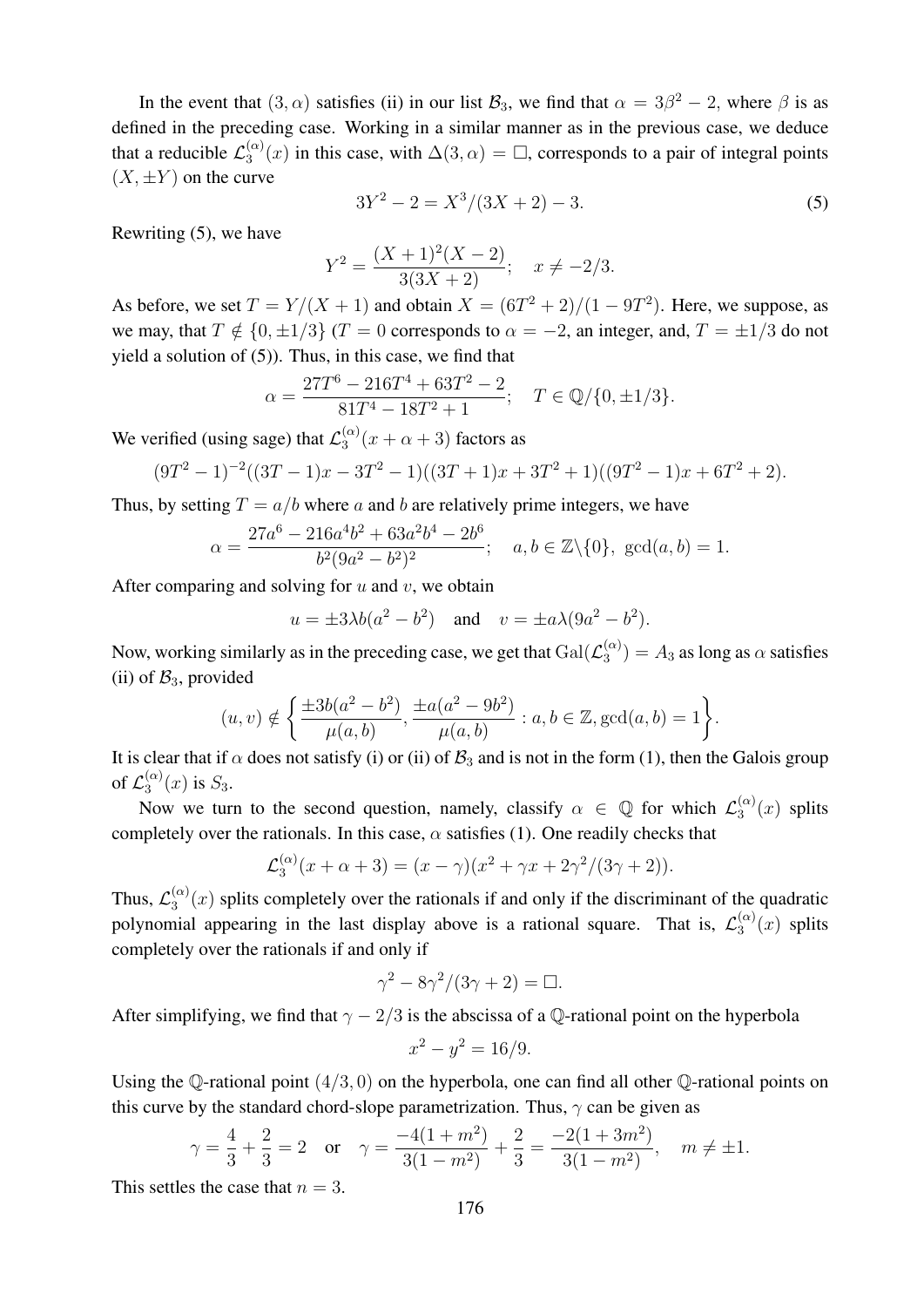In the event that $(3, \alpha)$ satisfies (ii) in our list $\mathcal{B}_3$, we find that $\alpha = 3\beta^2 - 2$, where $\beta$ is as defined in the preceding case. Working in a similar manner as in the previous case, we deduce that a reducible $\mathcal{L}_3^{(\alpha)}(x)$ in this case, with $\Delta(3, \alpha) = \square$, corresponds to a pair of integral points $(X, \pm Y)$ on the curve

$$3Y^2 - 2 = X^3/(3X + 2) - 3. \tag{5}$$

Rewriting (5), we have

$$Y^2 = \frac{(X+1)^2(X-2)}{3(3X+2)}; \quad x \neq -2/3.$$

As before, we set $T = Y/(X + 1)$ and obtain $X = (6T^2 + 2)/(1 - 9T^2)$. Here, we suppose, as we may, that $T \notin \{0, \pm 1/3\}$ ($T = 0$ corresponds to $\alpha = -2$, an integer, and, $T = \pm 1/3$ do not yield a solution of (5)). Thus, in this case, we find that

$$\alpha = \frac{27T^6 - 216T^4 + 63T^2 - 2}{81T^4 - 18T^2 + 1}; \quad T \in \mathbb{Q}/\{0, \pm 1/3\}.$$

We verified (using sage) that $\mathcal{L}_3^{(\alpha)}(x + \alpha + 3)$ factors as

$$(9T^2 - 1)^{-2}((3T - 1)x - 3T^2 - 1)((3T + 1)x + 3T^2 + 1)((9T^2 - 1)x + 6T^2 + 2).$$

Thus, by setting $T = a/b$ where $a$ and $b$ are relatively prime integers, we have

$$\alpha = \frac{27a^6 - 216a^4b^2 + 63a^2b^4 - 2b^6}{b^2(9a^2 - b^2)^2}; \quad a, b \in \mathbb{Z}\backslash\{0\}, \ \gcd(a, b) = 1.$$

After comparing and solving for $u$ and $v$, we obtain

$$u = \pm 3\lambda b(a^2 - b^2) \quad \text{and} \quad v = \pm a\lambda(9a^2 - b^2).$$

Now, working similarly as in the preceding case, we get that $\mathrm{Gal}(\mathcal{L}_3^{(\alpha)}) = A_3$ as long as $\alpha$ satisfies (ii) of $\mathcal{B}_3$, provided

$$(u, v) \notin \left\{ \frac{\pm 3b(a^2 - b^2)}{\mu(a, b)}, \frac{\pm a(a^2 - 9b^2)}{\mu(a, b)} : a, b \in \mathbb{Z}, \gcd(a, b) = 1 \right\}.$$

It is clear that if $\alpha$ does not satisfy (i) or (ii) of $\mathcal{B}_3$ and is not in the form (1), then the Galois group of $\mathcal{L}_3^{(\alpha)}(x)$ is $S_3$.

Now we turn to the second question, namely, classify $\alpha \in \mathbb{Q}$ for which $\mathcal{L}_3^{(\alpha)}(x)$ splits completely over the rationals. In this case, $\alpha$ satisfies (1). One readily checks that

$$\mathcal{L}_3^{(\alpha)}(x + \alpha + 3) = (x - \gamma)(x^2 + \gamma x + 2\gamma^2/(3\gamma + 2)).$$

Thus, $\mathcal{L}_3^{(\alpha)}(x)$ splits completely over the rationals if and only if the discriminant of the quadratic polynomial appearing in the last display above is a rational square. That is, $\mathcal{L}_3^{(\alpha)}(x)$ splits completely over the rationals if and only if

$$\gamma^2 - 8\gamma^2/(3\gamma + 2) = \square.$$

After simplifying, we find that $\gamma - 2/3$ is the abscissa of a $\mathbb{Q}$-rational point on the hyperbola

$$x^2 - y^2 = 16/9.$$

Using the $\mathbb{Q}$-rational point $(4/3, 0)$ on the hyperbola, one can find all other $\mathbb{Q}$-rational points on this curve by the standard chord-slope parametrization. Thus, $\gamma$ can be given as

$$\gamma = \frac{4}{3} + \frac{2}{3} = 2 \quad \text{or} \quad \gamma = \frac{-4(1 + m^2)}{3(1 - m^2)} + \frac{2}{3} = \frac{-2(1 + 3m^2)}{3(1 - m^2)}, \quad m \neq \pm 1.$$

This settles the case that $n = 3$.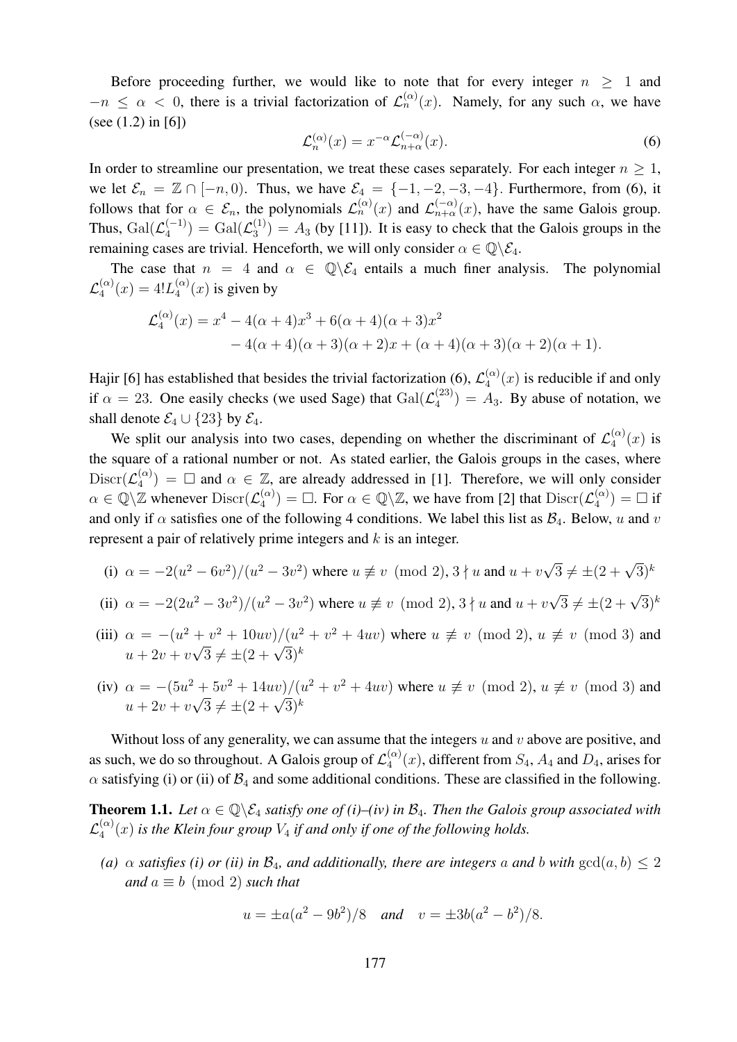Before proceeding further, we would like to note that for every integer $n \geq 1$ and $-n \leq \alpha < 0$, there is a trivial factorization of $\mathcal{L}_n^{(\alpha)}(x)$. Namely, for any such $\alpha$, we have (see (1.2) in [6])

$$\mathcal{L}_n^{(\alpha)}(x) = x^{-\alpha}\mathcal{L}_{n+\alpha}^{(-\alpha)}(x). \tag{6}$$

In order to streamline our presentation, we treat these cases separately. For each integer $n \geq 1$, we let $\mathcal{E}_n = \mathbb{Z} \cap [-n, 0)$. Thus, we have $\mathcal{E}_4 = \{-1, -2, -3, -4\}$. Furthermore, from (6), it follows that for $\alpha \in \mathcal{E}_n$, the polynomials $\mathcal{L}_n^{(\alpha)}(x)$ and $\mathcal{L}_{n+\alpha}^{(-\alpha)}(x)$, have the same Galois group. Thus, $\mathrm{Gal}(\mathcal{L}_4^{(-1)}) = \mathrm{Gal}(\mathcal{L}_3^{(1)}) = A_3$ (by [11]). It is easy to check that the Galois groups in the remaining cases are trivial. Henceforth, we will only consider $\alpha \in \mathbb{Q}\backslash\mathcal{E}_4$.

The case that $n = 4$ and $\alpha \in \mathbb{Q}\backslash\mathcal{E}_4$ entails a much finer analysis. The polynomial $\mathcal{L}_4^{(\alpha)}(x) = 4!L_4^{(\alpha)}(x)$ is given by

$$\begin{aligned}\mathcal{L}_4^{(\alpha)}(x) = x^4 &- 4(\alpha+4)x^3 + 6(\alpha+4)(\alpha+3)x^2 \\ &- 4(\alpha+4)(\alpha+3)(\alpha+2)x + (\alpha+4)(\alpha+3)(\alpha+2)(\alpha+1).\end{aligned}$$

Hajir [6] has established that besides the trivial factorization (6), $\mathcal{L}_4^{(\alpha)}(x)$ is reducible if and only if $\alpha = 23$. One easily checks (we used Sage) that $\mathrm{Gal}(\mathcal{L}_4^{(23)}) = A_3$. By abuse of notation, we shall denote $\mathcal{E}_4 \cup \{23\}$ by $\mathcal{E}_4$.

We split our analysis into two cases, depending on whether the discriminant of $\mathcal{L}_4^{(\alpha)}(x)$ is the square of a rational number or not. As stated earlier, the Galois groups in the cases, where $\mathrm{Discr}(\mathcal{L}_4^{(\alpha)}) = \square$ and $\alpha \in \mathbb{Z}$, are already addressed in [1]. Therefore, we will only consider $\alpha \in \mathbb{Q}\backslash\mathbb{Z}$ whenever $\mathrm{Discr}(\mathcal{L}_4^{(\alpha)}) = \square$. For $\alpha \in \mathbb{Q}\backslash\mathbb{Z}$, we have from [2] that $\mathrm{Discr}(\mathcal{L}_4^{(\alpha)}) = \square$ if and only if $\alpha$ satisfies one of the following 4 conditions. We label this list as $\mathcal{B}_4$. Below, $u$ and $v$ represent a pair of relatively prime integers and $k$ is an integer.

(i) $\alpha = -2(u^2 - 6v^2)/(u^2 - 3v^2)$ where $u \not\equiv v \pmod 2$, $3 \nmid u$ and $u + v\sqrt{3} \neq \pm(2+\sqrt{3})^k$

(ii) $\alpha = -2(2u^2 - 3v^2)/(u^2 - 3v^2)$ where $u \not\equiv v \pmod 2$, $3 \nmid u$ and $u + v\sqrt{3} \neq \pm(2+\sqrt{3})^k$

(iii) $\alpha = -(u^2 + v^2 + 10uv)/(u^2 + v^2 + 4uv)$ where $u \not\equiv v \pmod 2$, $u \not\equiv v \pmod 3$ and $u + 2v + v\sqrt{3} \neq \pm(2+\sqrt{3})^k$

(iv) $\alpha = -(5u^2 + 5v^2 + 14uv)/(u^2 + v^2 + 4uv)$ where $u \not\equiv v \pmod 2$, $u \not\equiv v \pmod 3$ and $u + 2v + v\sqrt{3} \neq \pm(2+\sqrt{3})^k$

Without loss of any generality, we can assume that the integers $u$ and $v$ above are positive, and as such, we do so throughout. A Galois group of $\mathcal{L}_4^{(\alpha)}(x)$, different from $S_4$, $A_4$ and $D_4$, arises for $\alpha$ satisfying (i) or (ii) of $\mathcal{B}_4$ and some additional conditions. These are classified in the following.

**Theorem 1.1.** *Let $\alpha \in \mathbb{Q}\backslash\mathcal{E}_4$ satisfy one of (i)–(iv) in $\mathcal{B}_4$. Then the Galois group associated with $\mathcal{L}_4^{(\alpha)}(x)$ is the Klein four group $V_4$ if and only if one of the following holds.*

*(a) $\alpha$ satisfies (i) or (ii) in $\mathcal{B}_4$, and additionally, there are integers $a$ and $b$ with $\gcd(a, b) \leq 2$ and $a \equiv b \pmod 2$ such that*

$$u = \pm a(a^2 - 9b^2)/8 \quad \text{and} \quad v = \pm 3b(a^2 - b^2)/8.$$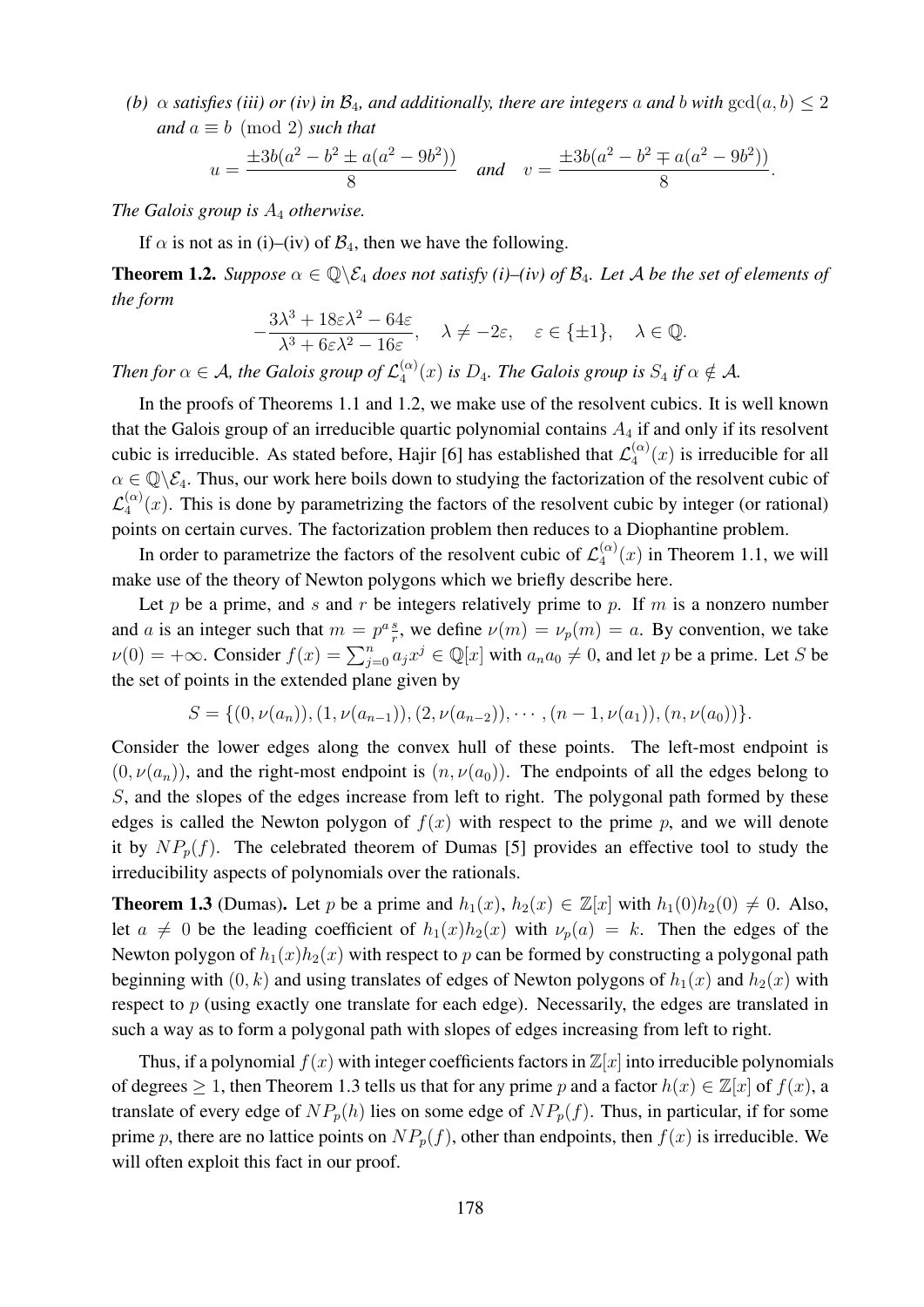*(b) $\alpha$ satisfies (iii) or (iv) in $\mathcal{B}_4$, and additionally, there are integers $a$ and $b$ with $\gcd(a,b) \le 2$ and $a \equiv b \pmod 2$ such that*

$$u = \frac{\pm 3b(a^2 - b^2 \pm a(a^2 - 9b^2))}{8} \quad \textit{and} \quad v = \frac{\pm 3b(a^2 - b^2 \mp a(a^2 - 9b^2))}{8}.$$

*The Galois group is $A_4$ otherwise.*

If $\alpha$ is not as in (i)–(iv) of $\mathcal{B}_4$, then we have the following.

**Theorem 1.2.** *Suppose $\alpha \in \mathbb{Q}\backslash\mathcal{E}_4$ does not satisfy (i)–(iv) of $\mathcal{B}_4$. Let $\mathcal{A}$ be the set of elements of the form*

$$-\frac{3\lambda^3 + 18\varepsilon\lambda^2 - 64\varepsilon}{\lambda^3 + 6\varepsilon\lambda^2 - 16\varepsilon}, \quad \lambda \ne -2\varepsilon, \quad \varepsilon \in \{\pm 1\}, \quad \lambda \in \mathbb{Q}.$$

*Then for $\alpha \in \mathcal{A}$, the Galois group of $\mathcal{L}_4^{(\alpha)}(x)$ is $D_4$. The Galois group is $S_4$ if $\alpha \notin \mathcal{A}$.*

In the proofs of Theorems 1.1 and 1.2, we make use of the resolvent cubics. It is well known that the Galois group of an irreducible quartic polynomial contains $A_4$ if and only if its resolvent cubic is irreducible. As stated before, Hajir [6] has established that $\mathcal{L}_4^{(\alpha)}(x)$ is irreducible for all $\alpha \in \mathbb{Q}\backslash\mathcal{E}_4$. Thus, our work here boils down to studying the factorization of the resolvent cubic of $\mathcal{L}_4^{(\alpha)}(x)$. This is done by parametrizing the factors of the resolvent cubic by integer (or rational) points on certain curves. The factorization problem then reduces to a Diophantine problem.

In order to parametrize the factors of the resolvent cubic of $\mathcal{L}_4^{(\alpha)}(x)$ in Theorem 1.1, we will make use of the theory of Newton polygons which we briefly describe here.

Let $p$ be a prime, and $s$ and $r$ be integers relatively prime to $p$. If $m$ is a nonzero number and $a$ is an integer such that $m = p^a \frac{s}{r}$, we define $\nu(m) = \nu_p(m) = a$. By convention, we take $\nu(0) = +\infty$. Consider $f(x) = \sum_{j=0}^{n} a_j x^j \in \mathbb{Q}[x]$ with $a_n a_0 \ne 0$, and let $p$ be a prime. Let $S$ be the set of points in the extended plane given by

$$S = \{(0, \nu(a_n)), (1, \nu(a_{n-1})), (2, \nu(a_{n-2})), \cdots, (n-1, \nu(a_1)), (n, \nu(a_0))\}.$$

Consider the lower edges along the convex hull of these points. The left-most endpoint is $(0, \nu(a_n))$, and the right-most endpoint is $(n, \nu(a_0))$. The endpoints of all the edges belong to $S$, and the slopes of the edges increase from left to right. The polygonal path formed by these edges is called the Newton polygon of $f(x)$ with respect to the prime $p$, and we will denote it by $NP_p(f)$. The celebrated theorem of Dumas [5] provides an effective tool to study the irreducibility aspects of polynomials over the rationals.

**Theorem 1.3** (Dumas). Let $p$ be a prime and $h_1(x)$, $h_2(x) \in \mathbb{Z}[x]$ with $h_1(0)h_2(0) \ne 0$. Also, let $a \ne 0$ be the leading coefficient of $h_1(x)h_2(x)$ with $\nu_p(a) = k$. Then the edges of the Newton polygon of $h_1(x)h_2(x)$ with respect to $p$ can be formed by constructing a polygonal path beginning with $(0, k)$ and using translates of edges of Newton polygons of $h_1(x)$ and $h_2(x)$ with respect to $p$ (using exactly one translate for each edge). Necessarily, the edges are translated in such a way as to form a polygonal path with slopes of edges increasing from left to right.

Thus, if a polynomial $f(x)$ with integer coefficients factors in $\mathbb{Z}[x]$ into irreducible polynomials of degrees $\ge 1$, then Theorem 1.3 tells us that for any prime $p$ and a factor $h(x) \in \mathbb{Z}[x]$ of $f(x)$, a translate of every edge of $NP_p(h)$ lies on some edge of $NP_p(f)$. Thus, in particular, if for some prime $p$, there are no lattice points on $NP_p(f)$, other than endpoints, then $f(x)$ is irreducible. We will often exploit this fact in our proof.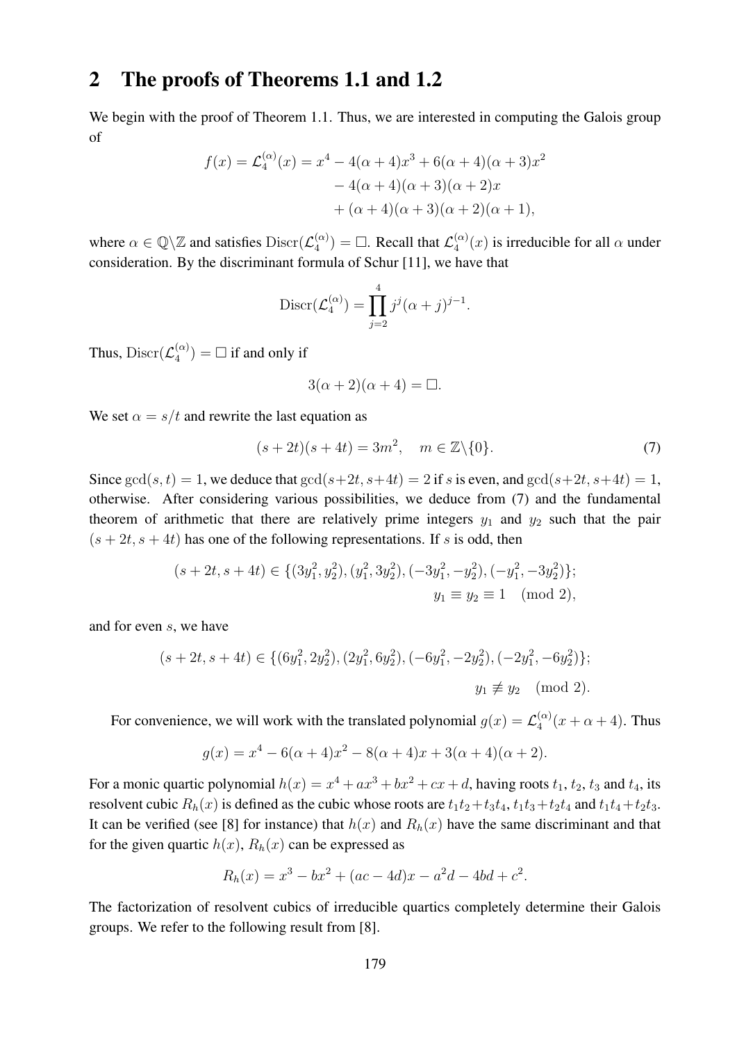## 2 The proofs of Theorems 1.1 and 1.2

We begin with the proof of Theorem 1.1. Thus, we are interested in computing the Galois group of

$$
\begin{aligned}
f(x) = \mathcal{L}_4^{(\alpha)}(x) = x^4 &- 4(\alpha+4)x^3 + 6(\alpha+4)(\alpha+3)x^2 \\
&- 4(\alpha+4)(\alpha+3)(\alpha+2)x \\
&+ (\alpha+4)(\alpha+3)(\alpha+2)(\alpha+1),
\end{aligned}
$$

where $\alpha \in \mathbb{Q}\backslash\mathbb{Z}$ and satisfies $\operatorname{Discr}(\mathcal{L}_4^{(\alpha)}) = \square$. Recall that $\mathcal{L}_4^{(\alpha)}(x)$ is irreducible for all $\alpha$ under consideration. By the discriminant formula of Schur [11], we have that

$$
\operatorname{Discr}(\mathcal{L}_4^{(\alpha)}) = \prod_{j=2}^{4} j^j (\alpha+j)^{j-1}.
$$

Thus, $\operatorname{Discr}(\mathcal{L}_4^{(\alpha)}) = \square$ if and only if

$$
3(\alpha+2)(\alpha+4) = \square.
$$

We set $\alpha = s/t$ and rewrite the last equation as

$$
(s+2t)(s+4t) = 3m^2, \quad m \in \mathbb{Z}\backslash\{0\}. \tag{7}
$$

Since $\gcd(s,t) = 1$, we deduce that $\gcd(s+2t, s+4t) = 2$ if $s$ is even, and $\gcd(s+2t, s+4t) = 1$, otherwise. After considering various possibilities, we deduce from (7) and the fundamental theorem of arithmetic that there are relatively prime integers $y_1$ and $y_2$ such that the pair $(s+2t, s+4t)$ has one of the following representations. If $s$ is odd, then

$$
\begin{aligned}
(s+2t, s+4t) \in \{(3y_1^2, y_2^2), (y_1^2, 3y_2^2), (-3y_1^2, -y_2^2), (-y_1^2, -3y_2^2)\}; \\
y_1 \equiv y_2 \equiv 1 \pmod{2},
\end{aligned}
$$

and for even $s$, we have

$$
\begin{aligned}
(s+2t, s+4t) \in \{(6y_1^2, 2y_2^2), (2y_1^2, 6y_2^2), (-6y_1^2, -2y_2^2), (-2y_1^2, -6y_2^2)\}; \\
y_1 \not\equiv y_2 \pmod{2}.
\end{aligned}
$$

For convenience, we will work with the translated polynomial $g(x) = \mathcal{L}_4^{(\alpha)}(x+\alpha+4)$. Thus

$$
g(x) = x^4 - 6(\alpha+4)x^2 - 8(\alpha+4)x + 3(\alpha+4)(\alpha+2).
$$

For a monic quartic polynomial $h(x) = x^4 + ax^3 + bx^2 + cx + d$, having roots $t_1$, $t_2$, $t_3$ and $t_4$, its resolvent cubic $R_h(x)$ is defined as the cubic whose roots are $t_1t_2 + t_3t_4$, $t_1t_3 + t_2t_4$ and $t_1t_4 + t_2t_3$. It can be verified (see [8] for instance) that $h(x)$ and $R_h(x)$ have the same discriminant and that for the given quartic $h(x)$, $R_h(x)$ can be expressed as

$$
R_h(x) = x^3 - bx^2 + (ac - 4d)x - a^2d - 4bd + c^2.
$$

The factorization of resolvent cubics of irreducible quartics completely determine their Galois groups. We refer to the following result from [8].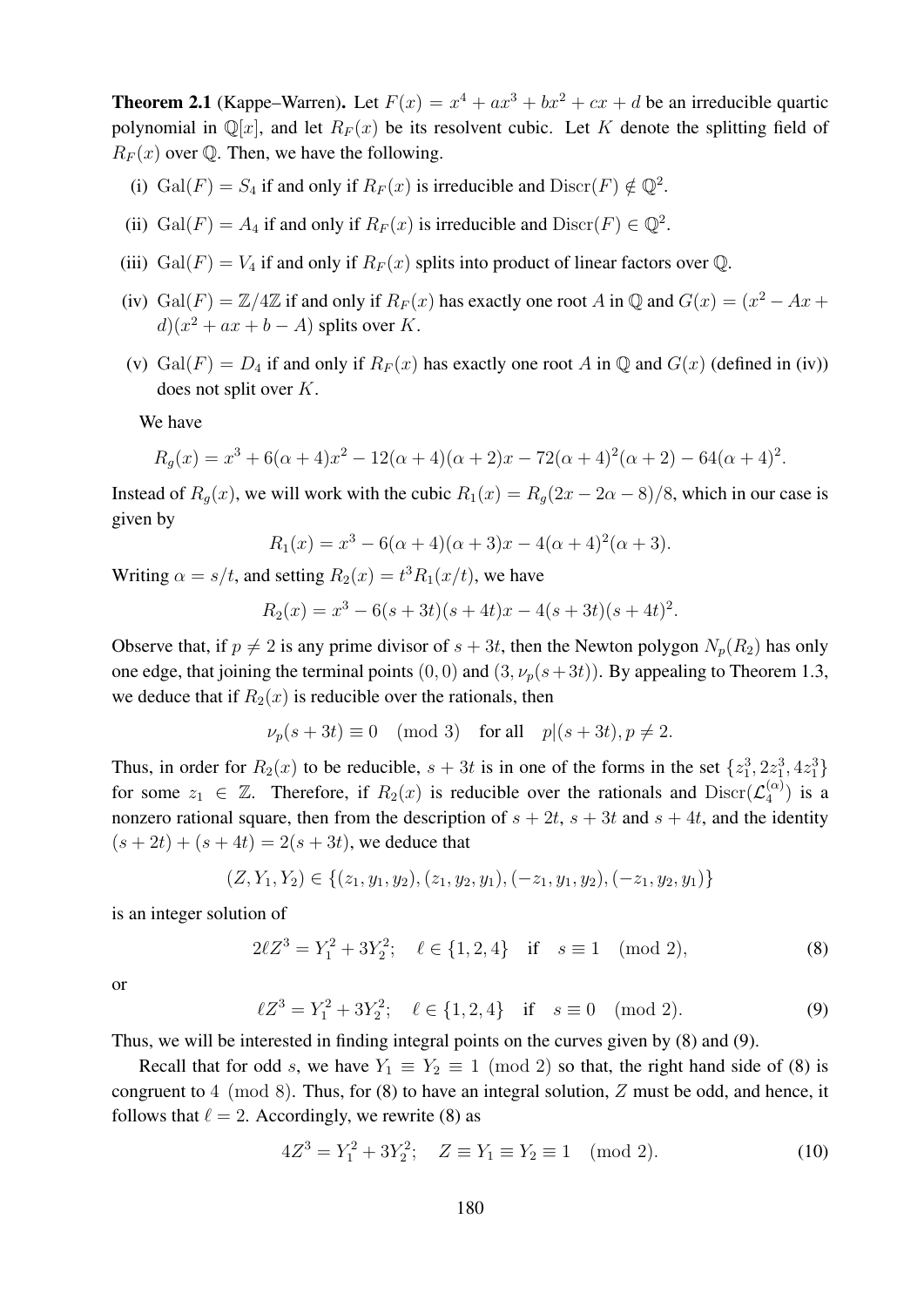**Theorem 2.1** (Kappe–Warren)**.** Let $F(x) = x^4 + ax^3 + bx^2 + cx + d$ be an irreducible quartic polynomial in $\mathbb{Q}[x]$, and let $R_F(x)$ be its resolvent cubic. Let $K$ denote the splitting field of $R_F(x)$ over $\mathbb{Q}$. Then, we have the following.

(i) $\mathrm{Gal}(F) = S_4$ if and only if $R_F(x)$ is irreducible and $\mathrm{Discr}(F) \notin \mathbb{Q}^2$.

(ii) $\mathrm{Gal}(F) = A_4$ if and only if $R_F(x)$ is irreducible and $\mathrm{Discr}(F) \in \mathbb{Q}^2$.

(iii) $\mathrm{Gal}(F) = V_4$ if and only if $R_F(x)$ splits into product of linear factors over $\mathbb{Q}$.

(iv) $\mathrm{Gal}(F) = \mathbb{Z}/4\mathbb{Z}$ if and only if $R_F(x)$ has exactly one root $A$ in $\mathbb{Q}$ and $G(x) = (x^2 - Ax + d)(x^2 + ax + b - A)$ splits over $K$.

(v) $\mathrm{Gal}(F) = D_4$ if and only if $R_F(x)$ has exactly one root $A$ in $\mathbb{Q}$ and $G(x)$ (defined in (iv)) does not split over $K$.

We have

$$R_g(x) = x^3 + 6(\alpha + 4)x^2 - 12(\alpha + 4)(\alpha + 2)x - 72(\alpha + 4)^2(\alpha + 2) - 64(\alpha + 4)^2.$$

Instead of $R_g(x)$, we will work with the cubic $R_1(x) = R_g(2x - 2\alpha - 8)/8$, which in our case is given by

$$R_1(x) = x^3 - 6(\alpha + 4)(\alpha + 3)x - 4(\alpha + 4)^2(\alpha + 3).$$

Writing $\alpha = s/t$, and setting $R_2(x) = t^3 R_1(x/t)$, we have

$$R_2(x) = x^3 - 6(s + 3t)(s + 4t)x - 4(s + 3t)(s + 4t)^2.$$

Observe that, if $p \neq 2$ is any prime divisor of $s + 3t$, then the Newton polygon $N_p(R_2)$ has only one edge, that joining the terminal points $(0, 0)$ and $(3, \nu_p(s+3t))$. By appealing to Theorem 1.3, we deduce that if $R_2(x)$ is reducible over the rationals, then

$$\nu_p(s + 3t) \equiv 0 \pmod 3 \quad \text{for all} \quad p|(s + 3t), p \neq 2.$$

Thus, in order for $R_2(x)$ to be reducible, $s + 3t$ is in one of the forms in the set $\{z_1^3, 2z_1^3, 4z_1^3\}$ for some $z_1 \in \mathbb{Z}$. Therefore, if $R_2(x)$ is reducible over the rationals and $\mathrm{Discr}(\mathcal{L}_4^{(\alpha)})$ is a nonzero rational square, then from the description of $s + 2t$, $s + 3t$ and $s + 4t$, and the identity $(s + 2t) + (s + 4t) = 2(s + 3t)$, we deduce that

$$(Z, Y_1, Y_2) \in \{(z_1, y_1, y_2), (z_1, y_2, y_1), (-z_1, y_1, y_2), (-z_1, y_2, y_1)\}$$

is an integer solution of

$$2\ell Z^3 = Y_1^2 + 3Y_2^2; \quad \ell \in \{1, 2, 4\} \quad \text{if} \quad s \equiv 1 \pmod 2, \tag{8}$$

or

$$\ell Z^3 = Y_1^2 + 3Y_2^2; \quad \ell \in \{1, 2, 4\} \quad \text{if} \quad s \equiv 0 \pmod 2. \tag{9}$$

Thus, we will be interested in finding integral points on the curves given by (8) and (9).

Recall that for odd $s$, we have $Y_1 \equiv Y_2 \equiv 1 \pmod 2$ so that, the right hand side of (8) is congruent to $4 \pmod 8$. Thus, for (8) to have an integral solution, $Z$ must be odd, and hence, it follows that $\ell = 2$. Accordingly, we rewrite (8) as

$$4Z^3 = Y_1^2 + 3Y_2^2; \quad Z \equiv Y_1 \equiv Y_2 \equiv 1 \pmod 2. \tag{10}$$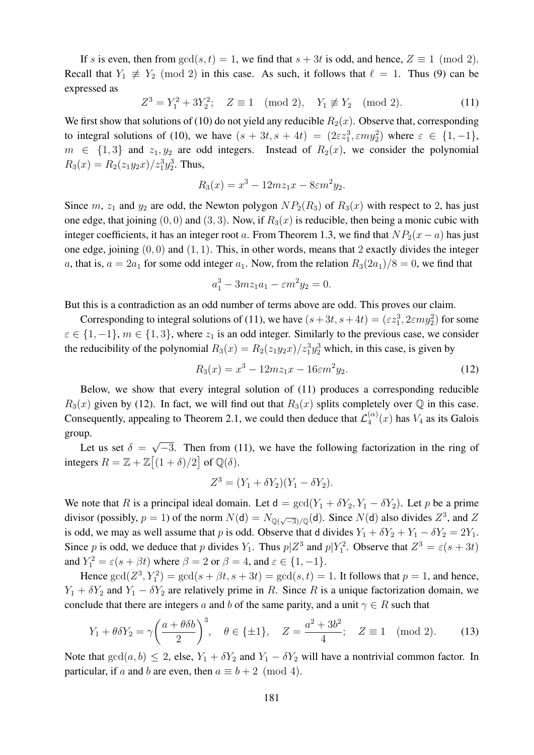If $s$ is even, then from $\gcd(s,t)=1$, we find that $s+3t$ is odd, and hence, $Z\equiv 1 \pmod 2$. Recall that $Y_1 \not\equiv Y_2 \pmod 2$ in this case. As such, it follows that $\ell = 1$. Thus (9) can be expressed as

$$Z^3 = Y_1^2 + 3Y_2^2; \quad Z \equiv 1 \pmod 2, \quad Y_1 \not\equiv Y_2 \pmod 2. \tag{11}$$

We first show that solutions of (10) do not yield any reducible $R_2(x)$. Observe that, corresponding to integral solutions of (10), we have $(s+3t, s+4t) = (2\varepsilon z_1^3, \varepsilon m y_2^2)$ where $\varepsilon \in \{1,-1\}$, $m \in \{1,3\}$ and $z_1, y_2$ are odd integers. Instead of $R_2(x)$, we consider the polynomial $R_3(x) = R_2(z_1y_2x)/z_1^3y_2^3$. Thus,

$$R_3(x) = x^3 - 12mz_1x - 8\varepsilon m^2 y_2.$$

Since $m$, $z_1$ and $y_2$ are odd, the Newton polygon $NP_2(R_3)$ of $R_3(x)$ with respect to 2, has just one edge, that joining $(0,0)$ and $(3,3)$. Now, if $R_3(x)$ is reducible, then being a monic cubic with integer coefficients, it has an integer root $a$. From Theorem 1.3, we find that $NP_2(x-a)$ has just one edge, joining $(0,0)$ and $(1,1)$. This, in other words, means that 2 exactly divides the integer $a$, that is, $a = 2a_1$ for some odd integer $a_1$. Now, from the relation $R_3(2a_1)/8 = 0$, we find that

$$a_1^3 - 3mz_1a_1 - \varepsilon m^2 y_2 = 0.$$

But this is a contradiction as an odd number of terms above are odd. This proves our claim.

Corresponding to integral solutions of (11), we have $(s+3t, s+4t) = (\varepsilon z_1^3, 2\varepsilon m y_2^2)$ for some $\varepsilon \in \{1,-1\}$, $m \in \{1,3\}$, where $z_1$ is an odd integer. Similarly to the previous case, we consider the reducibility of the polynomial $R_3(x) = R_2(z_1y_2x)/z_1^3y_2^3$ which, in this case, is given by

$$R_3(x) = x^3 - 12mz_1x - 16\varepsilon m^2 y_2. \tag{12}$$

Below, we show that every integral solution of (11) produces a corresponding reducible $R_3(x)$ given by (12). In fact, we will find out that $R_3(x)$ splits completely over $\mathbb{Q}$ in this case. Consequently, appealing to Theorem 2.1, we could then deduce that $\mathcal{L}_4^{(\alpha)}(x)$ has $V_4$ as its Galois group.

Let us set $\delta = \sqrt{-3}$. Then from (11), we have the following factorization in the ring of integers $R = \mathbb{Z} + \mathbb{Z}\big[(1+\delta)/2\big]$ of $\mathbb{Q}(\delta)$.

$$Z^3 = (Y_1 + \delta Y_2)(Y_1 - \delta Y_2).$$

We note that $R$ is a principal ideal domain. Let $\mathsf{d} = \gcd(Y_1 + \delta Y_2, Y_1 - \delta Y_2)$. Let $p$ be a prime divisor (possibly, $p=1$) of the norm $N(\mathsf{d}) = N_{\mathbb{Q}(\sqrt{-3})/\mathbb{Q}}(\mathsf{d})$. Since $N(\mathsf{d})$ also divides $Z^3$, and $Z$ is odd, we may as well assume that $p$ is odd. Observe that $\mathsf{d}$ divides $Y_1 + \delta Y_2 + Y_1 - \delta Y_2 = 2Y_1$. Since $p$ is odd, we deduce that $p$ divides $Y_1$. Thus $p | Z^3$ and $p | Y_1^2$. Observe that $Z^3 = \varepsilon(s+3t)$ and $Y_1^2 = \varepsilon(s+\beta t)$ where $\beta = 2$ or $\beta = 4$, and $\varepsilon \in \{1,-1\}$.

Hence $\gcd(Z^3, Y_1^2) = \gcd(s+\beta t, s+3t) = \gcd(s,t) = 1$. It follows that $p=1$, and hence, $Y_1 + \delta Y_2$ and $Y_1 - \delta Y_2$ are relatively prime in $R$. Since $R$ is a unique factorization domain, we conclude that there are integers $a$ and $b$ of the same parity, and a unit $\gamma \in R$ such that

$$Y_1 + \theta\delta Y_2 = \gamma\left(\frac{a + \theta\delta b}{2}\right)^3, \quad \theta \in \{\pm 1\}, \quad Z = \frac{a^2 + 3b^2}{4}; \quad Z \equiv 1 \pmod 2. \tag{13}$$

Note that $\gcd(a,b) \le 2$, else, $Y_1 + \delta Y_2$ and $Y_1 - \delta Y_2$ will have a nontrivial common factor. In particular, if $a$ and $b$ are even, then $a \equiv b + 2 \pmod 4$.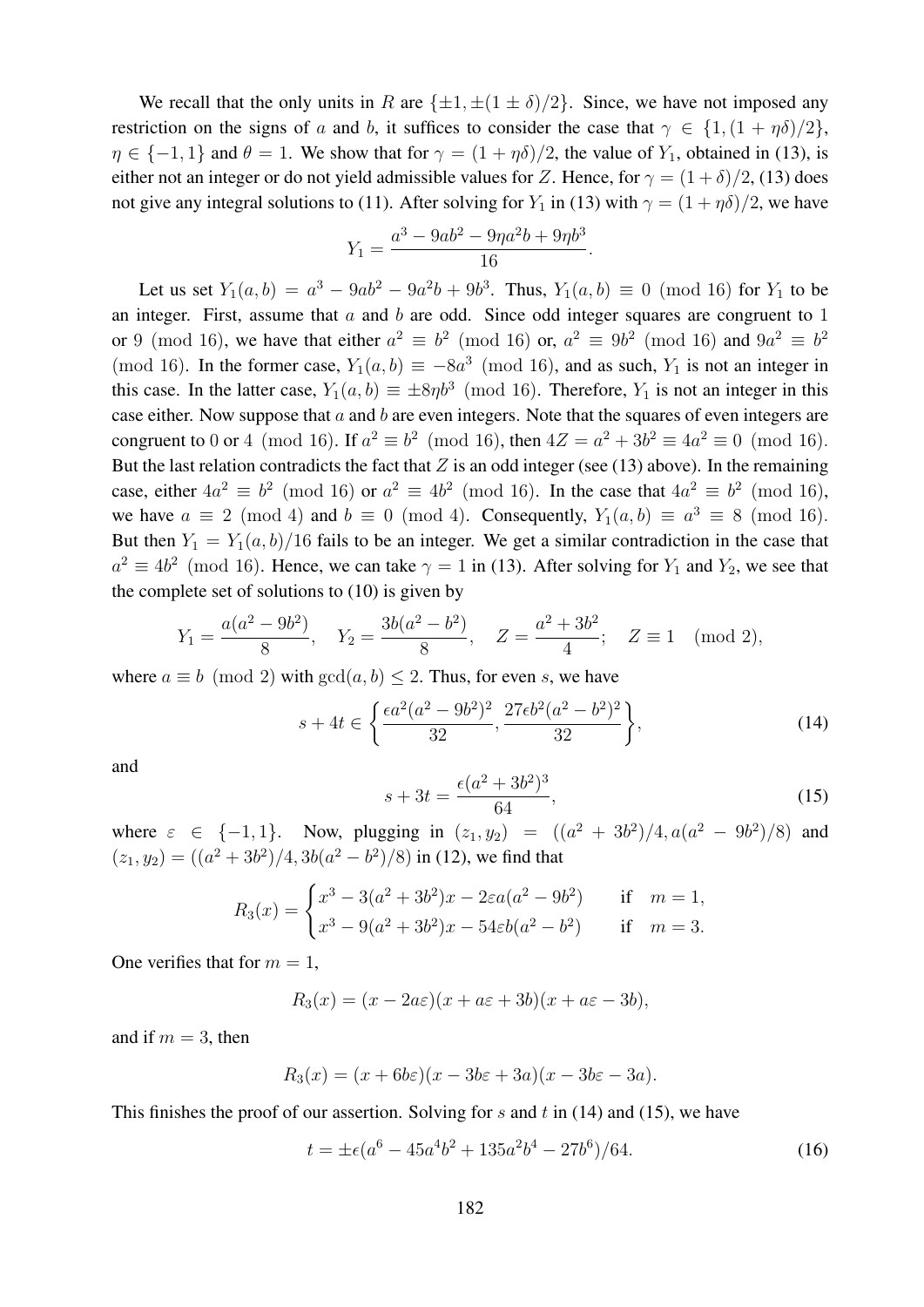We recall that the only units in $R$ are $\{\pm 1, \pm(1 \pm \delta)/2\}$. Since, we have not imposed any restriction on the signs of $a$ and $b$, it suffices to consider the case that $\gamma \in \{1, (1+\eta\delta)/2\}$, $\eta \in \{-1, 1\}$ and $\theta = 1$. We show that for $\gamma = (1+\eta\delta)/2$, the value of $Y_1$, obtained in (13), is either not an integer or do not yield admissible values for $Z$. Hence, for $\gamma = (1+\delta)/2$, (13) does not give any integral solutions to (11). After solving for $Y_1$ in (13) with $\gamma = (1+\eta\delta)/2$, we have

$$Y_1 = \frac{a^3 - 9ab^2 - 9\eta a^2 b + 9\eta b^3}{16}.$$

Let us set $Y_1(a,b) = a^3 - 9ab^2 - 9a^2b + 9b^3$. Thus, $Y_1(a,b) \equiv 0 \pmod{16}$ for $Y_1$ to be an integer. First, assume that $a$ and $b$ are odd. Since odd integer squares are congruent to 1 or 9 $\pmod{16}$, we have that either $a^2 \equiv b^2 \pmod{16}$ or, $a^2 \equiv 9b^2 \pmod{16}$ and $9a^2 \equiv b^2 \pmod{16}$. In the former case, $Y_1(a,b) \equiv -8a^3 \pmod{16}$, and as such, $Y_1$ is not an integer in this case. In the latter case, $Y_1(a,b) \equiv \pm 8\eta b^3 \pmod{16}$. Therefore, $Y_1$ is not an integer in this case either. Now suppose that $a$ and $b$ are even integers. Note that the squares of even integers are congruent to 0 or 4 $\pmod{16}$. If $a^2 \equiv b^2 \pmod{16}$, then $4Z = a^2 + 3b^2 \equiv 4a^2 \equiv 0 \pmod{16}$. But the last relation contradicts the fact that $Z$ is an odd integer (see (13) above). In the remaining case, either $4a^2 \equiv b^2 \pmod{16}$ or $a^2 \equiv 4b^2 \pmod{16}$. In the case that $4a^2 \equiv b^2 \pmod{16}$, we have $a \equiv 2 \pmod{4}$ and $b \equiv 0 \pmod{4}$. Consequently, $Y_1(a,b) \equiv a^3 \equiv 8 \pmod{16}$. But then $Y_1 = Y_1(a,b)/16$ fails to be an integer. We get a similar contradiction in the case that $a^2 \equiv 4b^2 \pmod{16}$. Hence, we can take $\gamma = 1$ in (13). After solving for $Y_1$ and $Y_2$, we see that the complete set of solutions to (10) is given by

$$Y_1 = \frac{a(a^2 - 9b^2)}{8}, \quad Y_2 = \frac{3b(a^2 - b^2)}{8}, \quad Z = \frac{a^2 + 3b^2}{4}; \quad Z \equiv 1 \pmod{2},$$

where $a \equiv b \pmod{2}$ with $\gcd(a,b) \leq 2$. Thus, for even $s$, we have

$$s + 4t \in \left\{ \frac{\epsilon a^2(a^2 - 9b^2)^2}{32}, \frac{27\epsilon b^2(a^2 - b^2)^2}{32} \right\}, \tag{14}$$

and

$$s + 3t = \frac{\epsilon(a^2 + 3b^2)^3}{64}, \tag{15}$$

where $\varepsilon \in \{-1, 1\}$. Now, plugging in $(z_1, y_2) = ((a^2 + 3b^2)/4, a(a^2 - 9b^2)/8)$ and $(z_1, y_2) = ((a^2 + 3b^2)/4, 3b(a^2 - b^2)/8)$ in (12), we find that

$$R_3(x) = \begin{cases} x^3 - 3(a^2 + 3b^2)x - 2\varepsilon a(a^2 - 9b^2) & \text{if} \quad m = 1, \\ x^3 - 9(a^2 + 3b^2)x - 54\varepsilon b(a^2 - b^2) & \text{if} \quad m = 3. \end{cases}$$

One verifies that for $m = 1$,

$$R_3(x) = (x - 2a\varepsilon)(x + a\varepsilon + 3b)(x + a\varepsilon - 3b),$$

and if $m = 3$, then

$$R_3(x) = (x + 6b\varepsilon)(x - 3b\varepsilon + 3a)(x - 3b\varepsilon - 3a).$$

This finishes the proof of our assertion. Solving for $s$ and $t$ in (14) and (15), we have

$$t = \pm\epsilon(a^6 - 45a^4b^2 + 135a^2b^4 - 27b^6)/64. \tag{16}$$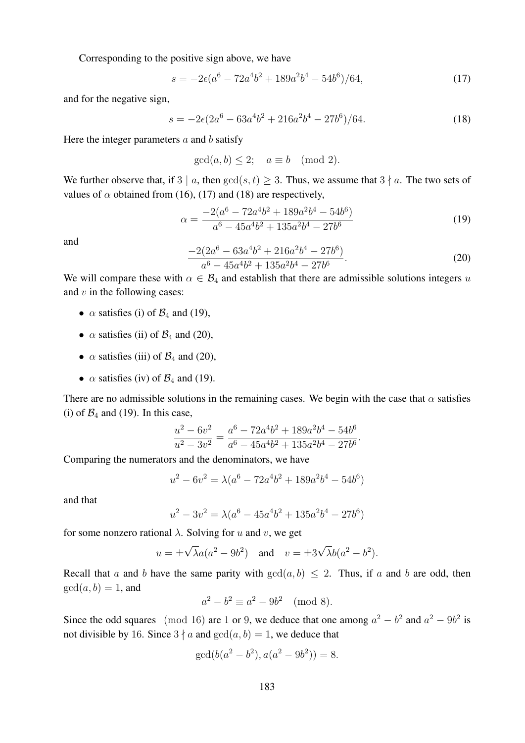Corresponding to the positive sign above, we have

$$s = -2\epsilon(a^6 - 72a^4b^2 + 189a^2b^4 - 54b^6)/64, \tag{17}$$

and for the negative sign,

$$s = -2\epsilon(2a^6 - 63a^4b^2 + 216a^2b^4 - 27b^6)/64. \tag{18}$$

Here the integer parameters $a$ and $b$ satisfy

$$\gcd(a, b) \leq 2; \quad a \equiv b \pmod 2.$$

We further observe that, if $3 \mid a$, then $\gcd(s, t) \geq 3$. Thus, we assume that $3 \nmid a$. The two sets of values of $\alpha$ obtained from (16), (17) and (18) are respectively,

$$\alpha = \frac{-2(a^6 - 72a^4b^2 + 189a^2b^4 - 54b^6)}{a^6 - 45a^4b^2 + 135a^2b^4 - 27b^6} \tag{19}$$

and

$$\frac{-2(2a^6 - 63a^4b^2 + 216a^2b^4 - 27b^6)}{a^6 - 45a^4b^2 + 135a^2b^4 - 27b^6}. \tag{20}$$

We will compare these with $\alpha \in \mathcal{B}_4$ and establish that there are admissible solutions integers $u$ and $v$ in the following cases:

- $\alpha$ satisfies (i) of $\mathcal{B}_4$ and (19),
- $\alpha$ satisfies (ii) of $\mathcal{B}_4$ and (20),
- $\alpha$ satisfies (iii) of $\mathcal{B}_4$ and (20),
- $\alpha$ satisfies (iv) of $\mathcal{B}_4$ and (19).

There are no admissible solutions in the remaining cases. We begin with the case that $\alpha$ satisfies (i) of $\mathcal{B}_4$ and (19). In this case,

$$\frac{u^2 - 6v^2}{u^2 - 3v^2} = \frac{a^6 - 72a^4b^2 + 189a^2b^4 - 54b^6}{a^6 - 45a^4b^2 + 135a^2b^4 - 27b^6}.$$

Comparing the numerators and the denominators, we have

$$u^2 - 6v^2 = \lambda(a^6 - 72a^4b^2 + 189a^2b^4 - 54b^6)$$

and that

$$u^2 - 3v^2 = \lambda(a^6 - 45a^4b^2 + 135a^2b^4 - 27b^6)$$

for some nonzero rational $\lambda$. Solving for $u$ and $v$, we get

$$u = \pm\sqrt{\lambda}a(a^2 - 9b^2) \quad \text{and} \quad v = \pm 3\sqrt{\lambda}b(a^2 - b^2).$$

Recall that $a$ and $b$ have the same parity with $\gcd(a, b) \leq 2$. Thus, if $a$ and $b$ are odd, then $\gcd(a, b) = 1$, and

$$a^2 - b^2 \equiv a^2 - 9b^2 \pmod 8.$$

Since the odd squares $\pmod{16}$ are $1$ or $9$, we deduce that one among $a^2 - b^2$ and $a^2 - 9b^2$ is not divisible by $16$. Since $3 \nmid a$ and $\gcd(a, b) = 1$, we deduce that

$$\gcd(b(a^2 - b^2), a(a^2 - 9b^2)) = 8.$$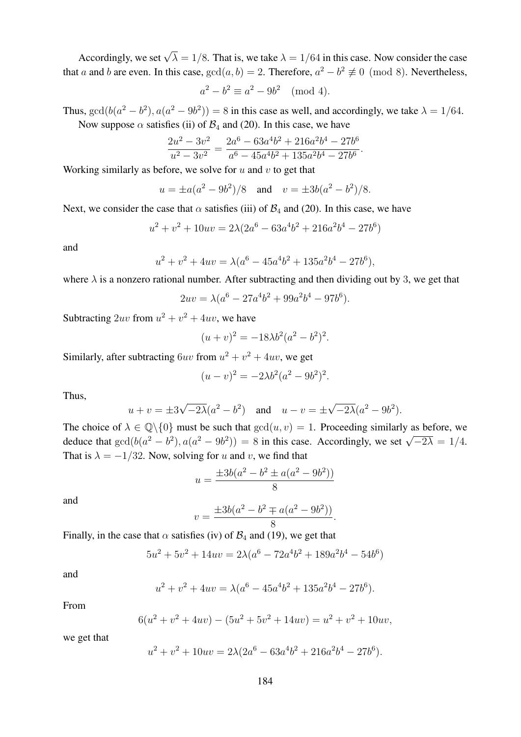Accordingly, we set $\sqrt{\lambda} = 1/8$. That is, we take $\lambda = 1/64$ in this case. Now consider the case that $a$ and $b$ are even. In this case, $\gcd(a, b) = 2$. Therefore, $a^2 - b^2 \not\equiv 0 \pmod 8$. Nevertheless,

$$a^2 - b^2 \equiv a^2 - 9b^2 \pmod 4.$$

Thus, $\gcd(b(a^2 - b^2), a(a^2 - 9b^2)) = 8$ in this case as well, and accordingly, we take $\lambda = 1/64$.

Now suppose $\alpha$ satisfies (ii) of $\mathcal{B}_4$ and (20). In this case, we have

$$\frac{2u^2 - 3v^2}{u^2 - 3v^2} = \frac{2a^6 - 63a^4b^2 + 216a^2b^4 - 27b^6}{a^6 - 45a^4b^2 + 135a^2b^4 - 27b^6}.$$

Working similarly as before, we solve for $u$ and $v$ to get that

$$u = \pm a(a^2 - 9b^2)/8 \quad \text{and} \quad v = \pm 3b(a^2 - b^2)/8.$$

Next, we consider the case that $\alpha$ satisfies (iii) of $\mathcal{B}_4$ and (20). In this case, we have

$$u^2 + v^2 + 10uv = 2\lambda(2a^6 - 63a^4b^2 + 216a^2b^4 - 27b^6)$$

and

$$u^2 + v^2 + 4uv = \lambda(a^6 - 45a^4b^2 + 135a^2b^4 - 27b^6),$$

where $\lambda$ is a nonzero rational number. After subtracting and then dividing out by 3, we get that

$$2uv = \lambda(a^6 - 27a^4b^2 + 99a^2b^4 - 97b^6).$$

Subtracting $2uv$ from $u^2 + v^2 + 4uv$, we have

$$(u + v)^2 = -18\lambda b^2(a^2 - b^2)^2.$$

Similarly, after subtracting $6uv$ from $u^2 + v^2 + 4uv$, we get

$$(u - v)^2 = -2\lambda b^2(a^2 - 9b^2)^2.$$

Thus,

$$u + v = \pm 3\sqrt{-2\lambda}(a^2 - b^2) \quad \text{and} \quad u - v = \pm\sqrt{-2\lambda}(a^2 - 9b^2).$$

The choice of $\lambda \in \mathbb{Q}\backslash\{0\}$ must be such that $\gcd(u, v) = 1$. Proceeding similarly as before, we deduce that $\gcd(b(a^2 - b^2), a(a^2 - 9b^2)) = 8$ in this case. Accordingly, we set $\sqrt{-2\lambda} = 1/4$. That is $\lambda = -1/32$. Now, solving for $u$ and $v$, we find that

$$u = \frac{\pm 3b(a^2 - b^2 \pm a(a^2 - 9b^2))}{8}$$

and

$$v = \frac{\pm 3b(a^2 - b^2 \mp a(a^2 - 9b^2))}{8}.$$

Finally, in the case that $\alpha$ satisfies (iv) of $\mathcal{B}_4$ and (19), we get that

$$5u^2 + 5v^2 + 14uv = 2\lambda(a^6 - 72a^4b^2 + 189a^2b^4 - 54b^6)$$

and

$$u^2 + v^2 + 4uv = \lambda(a^6 - 45a^4b^2 + 135a^2b^4 - 27b^6).$$

From

$$6(u^2 + v^2 + 4uv) - (5u^2 + 5v^2 + 14uv) = u^2 + v^2 + 10uv,$$

we get that

$$u^2 + v^2 + 10uv = 2\lambda(2a^6 - 63a^4b^2 + 216a^2b^4 - 27b^6).$$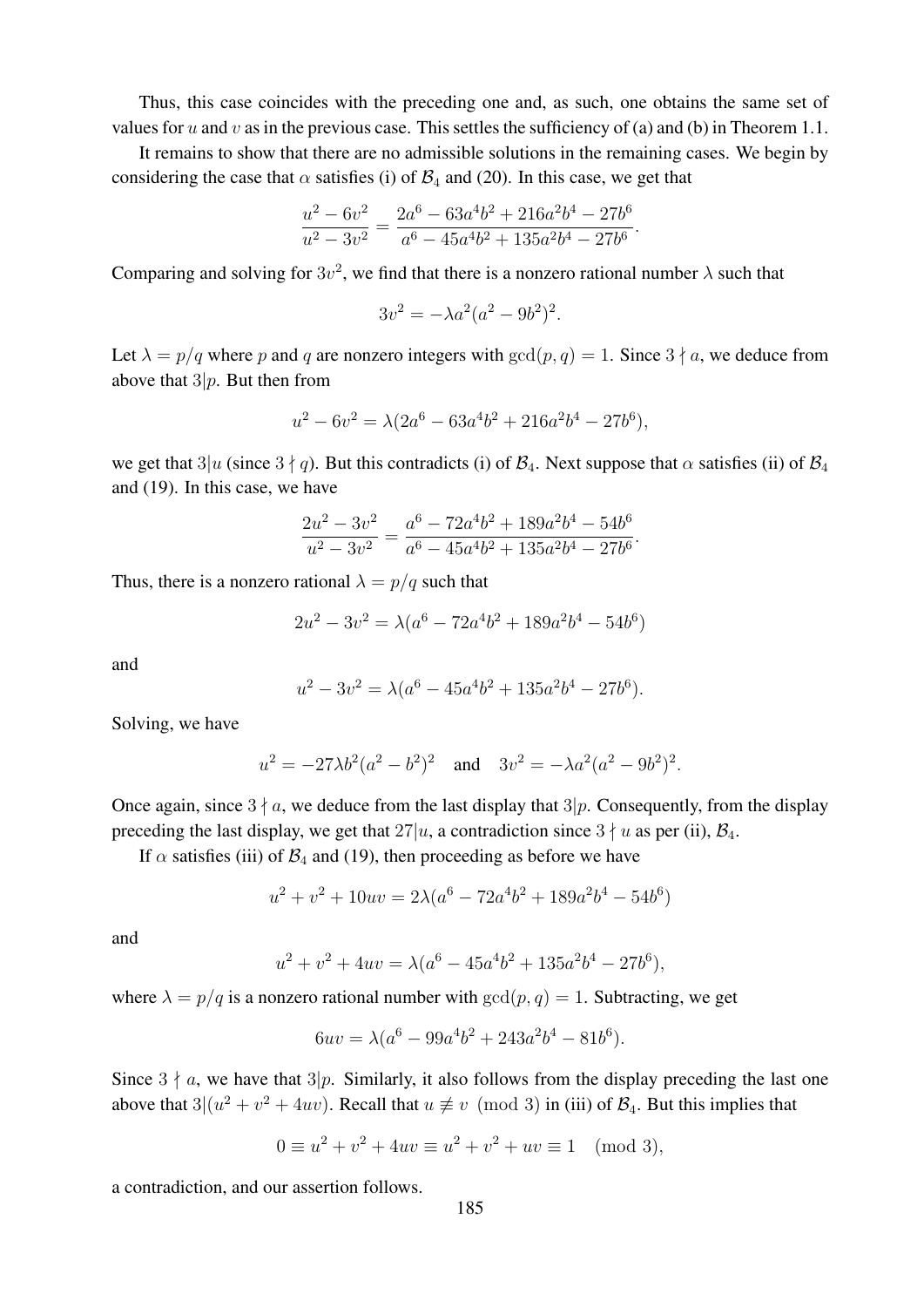Thus, this case coincides with the preceding one and, as such, one obtains the same set of values for $u$ and $v$ as in the previous case. This settles the sufficiency of (a) and (b) in Theorem 1.1.

It remains to show that there are no admissible solutions in the remaining cases. We begin by considering the case that $\alpha$ satisfies (i) of $\mathcal{B}_4$ and (20). In this case, we get that

$$\frac{u^2-6v^2}{u^2-3v^2}=\frac{2a^6-63a^4b^2+216a^2b^4-27b^6}{a^6-45a^4b^2+135a^2b^4-27b^6}.$$

Comparing and solving for $3v^2$, we find that there is a nonzero rational number $\lambda$ such that

$$3v^2=-\lambda a^2(a^2-9b^2)^2.$$

Let $\lambda=p/q$ where $p$ and $q$ are nonzero integers with $\gcd(p,q)=1$. Since $3\nmid a$, we deduce from above that $3|p$. But then from

$$u^2-6v^2=\lambda(2a^6-63a^4b^2+216a^2b^4-27b^6),$$

we get that $3|u$ (since $3\nmid q$). But this contradicts (i) of $\mathcal{B}_4$. Next suppose that $\alpha$ satisfies (ii) of $\mathcal{B}_4$ and (19). In this case, we have

$$\frac{2u^2-3v^2}{u^2-3v^2}=\frac{a^6-72a^4b^2+189a^2b^4-54b^6}{a^6-45a^4b^2+135a^2b^4-27b^6}.$$

Thus, there is a nonzero rational $\lambda=p/q$ such that

$$2u^2-3v^2=\lambda(a^6-72a^4b^2+189a^2b^4-54b^6)$$

and

$$u^2-3v^2=\lambda(a^6-45a^4b^2+135a^2b^4-27b^6).$$

Solving, we have

$$u^2=-27\lambda b^2(a^2-b^2)^2 \quad \text{and} \quad 3v^2=-\lambda a^2(a^2-9b^2)^2.$$

Once again, since $3\nmid a$, we deduce from the last display that $3|p$. Consequently, from the display preceding the last display, we get that $27|u$, a contradiction since $3\nmid u$ as per (ii), $\mathcal{B}_4$.

If $\alpha$ satisfies (iii) of $\mathcal{B}_4$ and (19), then proceeding as before we have

$$u^2+v^2+10uv=2\lambda(a^6-72a^4b^2+189a^2b^4-54b^6)$$

and

$$u^2+v^2+4uv=\lambda(a^6-45a^4b^2+135a^2b^4-27b^6),$$

where $\lambda=p/q$ is a nonzero rational number with $\gcd(p,q)=1$. Subtracting, we get

$$6uv=\lambda(a^6-99a^4b^2+243a^2b^4-81b^6).$$

Since $3\nmid a$, we have that $3|p$. Similarly, it also follows from the display preceding the last one above that $3|(u^2+v^2+4uv)$. Recall that $u\not\equiv v \pmod 3$ in (iii) of $\mathcal{B}_4$. But this implies that

$$0\equiv u^2+v^2+4uv\equiv u^2+v^2+uv\equiv 1 \pmod 3,$$

a contradiction, and our assertion follows.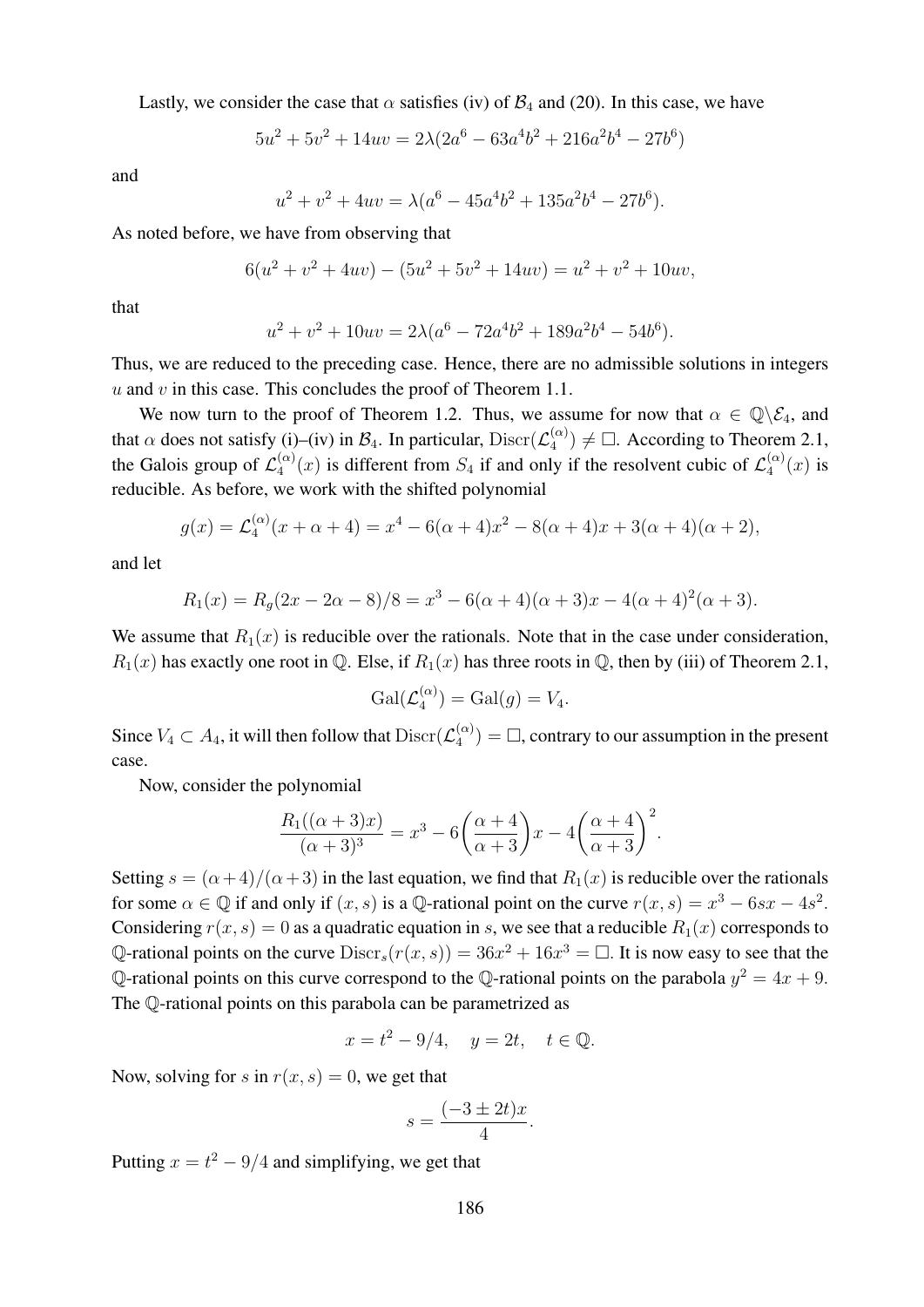Lastly, we consider the case that $\alpha$ satisfies (iv) of $\mathcal{B}_4$ and (20). In this case, we have

$$5u^2 + 5v^2 + 14uv = 2\lambda(2a^6 - 63a^4b^2 + 216a^2b^4 - 27b^6)$$

and

$$u^2 + v^2 + 4uv = \lambda(a^6 - 45a^4b^2 + 135a^2b^4 - 27b^6).$$

As noted before, we have from observing that

$$6(u^2 + v^2 + 4uv) - (5u^2 + 5v^2 + 14uv) = u^2 + v^2 + 10uv,$$

that

$$u^2 + v^2 + 10uv = 2\lambda(a^6 - 72a^4b^2 + 189a^2b^4 - 54b^6).$$

Thus, we are reduced to the preceding case. Hence, there are no admissible solutions in integers $u$ and $v$ in this case. This concludes the proof of Theorem 1.1.

We now turn to the proof of Theorem 1.2. Thus, we assume for now that $\alpha \in \mathbb{Q}\backslash\mathcal{E}_4$, and that $\alpha$ does not satisfy (i)–(iv) in $\mathcal{B}_4$. In particular, $\mathrm{Discr}(\mathcal{L}_4^{(\alpha)}) \neq \square$. According to Theorem 2.1, the Galois group of $\mathcal{L}_4^{(\alpha)}(x)$ is different from $S_4$ if and only if the resolvent cubic of $\mathcal{L}_4^{(\alpha)}(x)$ is reducible. As before, we work with the shifted polynomial

$$g(x) = \mathcal{L}_4^{(\alpha)}(x + \alpha + 4) = x^4 - 6(\alpha + 4)x^2 - 8(\alpha + 4)x + 3(\alpha + 4)(\alpha + 2),$$

and let

$$R_1(x) = R_g(2x - 2\alpha - 8)/8 = x^3 - 6(\alpha + 4)(\alpha + 3)x - 4(\alpha + 4)^2(\alpha + 3).$$

We assume that $R_1(x)$ is reducible over the rationals. Note that in the case under consideration, $R_1(x)$ has exactly one root in $\mathbb{Q}$. Else, if $R_1(x)$ has three roots in $\mathbb{Q}$, then by (iii) of Theorem 2.1,

$$\mathrm{Gal}(\mathcal{L}_4^{(\alpha)}) = \mathrm{Gal}(g) = V_4.$$

Since $V_4 \subset A_4$, it will then follow that $\mathrm{Discr}(\mathcal{L}_4^{(\alpha)}) = \square$, contrary to our assumption in the present case.

Now, consider the polynomial

$$\frac{R_1((\alpha + 3)x)}{(\alpha + 3)^3} = x^3 - 6\left(\frac{\alpha + 4}{\alpha + 3}\right)x - 4\left(\frac{\alpha + 4}{\alpha + 3}\right)^2.$$

Setting $s = (\alpha + 4)/(\alpha + 3)$ in the last equation, we find that $R_1(x)$ is reducible over the rationals for some $\alpha \in \mathbb{Q}$ if and only if $(x, s)$ is a $\mathbb{Q}$-rational point on the curve $r(x, s) = x^3 - 6sx - 4s^2$. Considering $r(x, s) = 0$ as a quadratic equation in $s$, we see that a reducible $R_1(x)$ corresponds to $\mathbb{Q}$-rational points on the curve $\mathrm{Discr}_s(r(x, s)) = 36x^2 + 16x^3 = \square$. It is now easy to see that the $\mathbb{Q}$-rational points on this curve correspond to the $\mathbb{Q}$-rational points on the parabola $y^2 = 4x + 9$. The $\mathbb{Q}$-rational points on this parabola can be parametrized as

$$x = t^2 - 9/4, \quad y = 2t, \quad t \in \mathbb{Q}.$$

Now, solving for $s$ in $r(x, s) = 0$, we get that

$$s = \frac{(-3 \pm 2t)x}{4}.$$

Putting $x = t^2 - 9/4$ and simplifying, we get that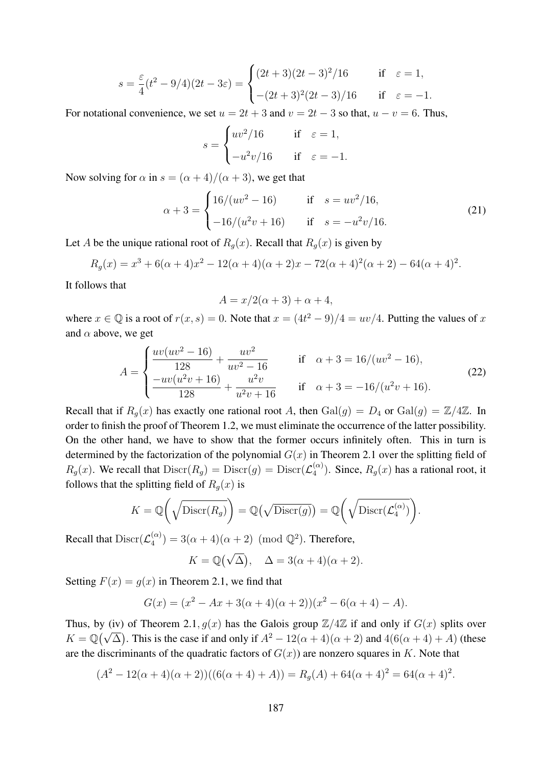$$s = \frac{\varepsilon}{4}(t^2 - 9/4)(2t - 3\varepsilon) = \begin{cases} (2t+3)(2t-3)^2/16 & \text{if} \quad \varepsilon = 1, \\ -(2t+3)^2(2t-3)/16 & \text{if} \quad \varepsilon = -1. \end{cases}$$

For notational convenience, we set $u = 2t + 3$ and $v = 2t - 3$ so that, $u - v = 6$. Thus,

$$s = \begin{cases} uv^2/16 & \text{if} \quad \varepsilon = 1, \\ -u^2v/16 & \text{if} \quad \varepsilon = -1. \end{cases}$$

Now solving for $\alpha$ in $s = (\alpha + 4)/(\alpha + 3)$, we get that

$$\alpha + 3 = \begin{cases} 16/(uv^2 - 16) & \text{if} \quad s = uv^2/16, \\ -16/(u^2v + 16) & \text{if} \quad s = -u^2v/16. \end{cases} \tag{21}$$

Let $A$ be the unique rational root of $R_g(x)$. Recall that $R_g(x)$ is given by

$$R_g(x) = x^3 + 6(\alpha+4)x^2 - 12(\alpha+4)(\alpha+2)x - 72(\alpha+4)^2(\alpha+2) - 64(\alpha+4)^2.$$

It follows that

$$A = x/2(\alpha+3) + \alpha + 4,$$

where $x \in \mathbb{Q}$ is a root of $r(x, s) = 0$. Note that $x = (4t^2 - 9)/4 = uv/4$. Putting the values of $x$ and $\alpha$ above, we get

$$A = \begin{cases} \dfrac{uv(uv^2 - 16)}{128} + \dfrac{uv^2}{uv^2 - 16} & \text{if} \quad \alpha + 3 = 16/(uv^2 - 16), \\ \dfrac{-uv(u^2v + 16)}{128} + \dfrac{u^2v}{u^2v + 16} & \text{if} \quad \alpha + 3 = -16/(u^2v + 16). \end{cases} \tag{22}$$

Recall that if $R_g(x)$ has exactly one rational root $A$, then $\mathrm{Gal}(g) = D_4$ or $\mathrm{Gal}(g) = \mathbb{Z}/4\mathbb{Z}$. In order to finish the proof of Theorem 1.2, we must eliminate the occurrence of the latter possibility. On the other hand, we have to show that the former occurs infinitely often. This in turn is determined by the factorization of the polynomial $G(x)$ in Theorem 2.1 over the splitting field of $R_g(x)$. We recall that $\mathrm{Discr}(R_g) = \mathrm{Discr}(g) = \mathrm{Discr}(\mathcal{L}_4^{(\alpha)})$. Since, $R_g(x)$ has a rational root, it follows that the splitting field of $R_g(x)$ is

$$K = \mathbb{Q}\left(\sqrt{\mathrm{Discr}(R_g)}\right) = \mathbb{Q}\left(\sqrt{\mathrm{Discr}(g)}\right) = \mathbb{Q}\left(\sqrt{\mathrm{Discr}(\mathcal{L}_4^{(\alpha)})}\right).$$

Recall that $\mathrm{Discr}(\mathcal{L}_4^{(\alpha)}) = 3(\alpha+4)(\alpha+2) \pmod{\mathbb{Q}^2}$. Therefore,

$$K = \mathbb{Q}\left(\sqrt{\Delta}\right), \quad \Delta = 3(\alpha+4)(\alpha+2).$$

Setting $F(x) = g(x)$ in Theorem 2.1, we find that

$$G(x) = (x^2 - Ax + 3(\alpha+4)(\alpha+2))(x^2 - 6(\alpha+4) - A).$$

Thus, by (iv) of Theorem 2.1, $g(x)$ has the Galois group $\mathbb{Z}/4\mathbb{Z}$ if and only if $G(x)$ splits over $K = \mathbb{Q}(\sqrt{\Delta})$. This is the case if and only if $A^2 - 12(\alpha+4)(\alpha+2)$ and $4(6(\alpha+4) + A)$ (these are the discriminants of the quadratic factors of $G(x)$) are nonzero squares in $K$. Note that

$$(A^2 - 12(\alpha+4)(\alpha+2))((6(\alpha+4) + A)) = R_g(A) + 64(\alpha+4)^2 = 64(\alpha+4)^2.$$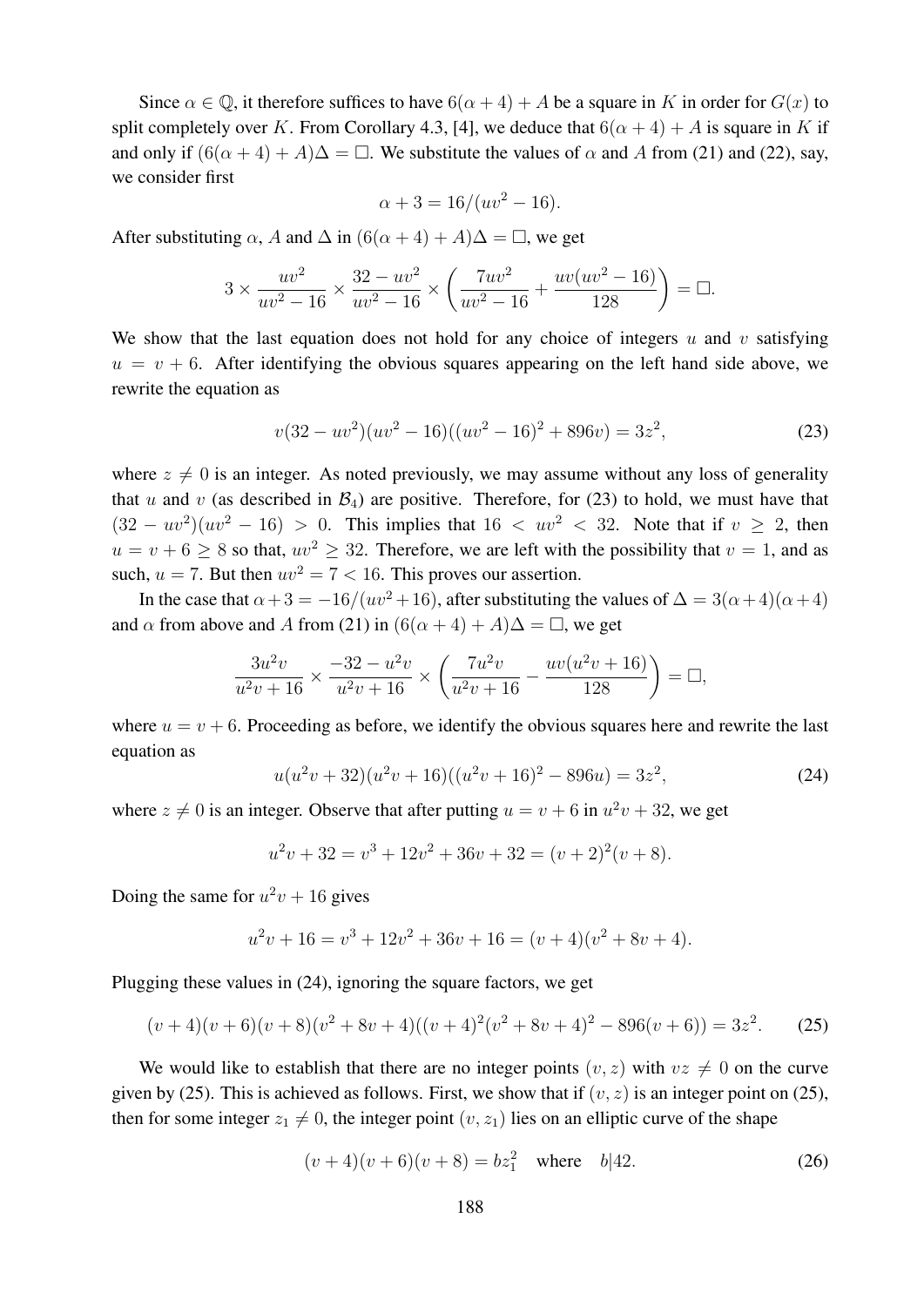Since $\alpha \in \mathbb{Q}$, it therefore suffices to have $6(\alpha+4)+A$ be a square in $K$ in order for $G(x)$ to split completely over $K$. From Corollary 4.3, [4], we deduce that $6(\alpha+4)+A$ is square in $K$ if and only if $(6(\alpha+4)+A)\Delta = \square$. We substitute the values of $\alpha$ and $A$ from (21) and (22), say, we consider first

$$\alpha + 3 = 16/(uv^2 - 16).$$

After substituting $\alpha$, $A$ and $\Delta$ in $(6(\alpha+4)+A)\Delta = \square$, we get

$$3 \times \frac{uv^2}{uv^2-16} \times \frac{32-uv^2}{uv^2-16} \times \left(\frac{7uv^2}{uv^2-16} + \frac{uv(uv^2-16)}{128}\right) = \square.$$

We show that the last equation does not hold for any choice of integers $u$ and $v$ satisfying $u = v+6$. After identifying the obvious squares appearing on the left hand side above, we rewrite the equation as

$$v(32-uv^2)(uv^2-16)((uv^2-16)^2+896v) = 3z^2, \tag{23}$$

where $z \neq 0$ is an integer. As noted previously, we may assume without any loss of generality that $u$ and $v$ (as described in $\mathcal{B}_4$) are positive. Therefore, for (23) to hold, we must have that $(32-uv^2)(uv^2-16) > 0$. This implies that $16 < uv^2 < 32$. Note that if $v \geq 2$, then $u = v+6 \geq 8$ so that, $uv^2 \geq 32$. Therefore, we are left with the possibility that $v = 1$, and as such, $u = 7$. But then $uv^2 = 7 < 16$. This proves our assertion.

In the case that $\alpha+3 = -16/(uv^2+16)$, after substituting the values of $\Delta = 3(\alpha+4)(\alpha+4)$ and $\alpha$ from above and $A$ from (21) in $(6(\alpha+4)+A)\Delta = \square$, we get

$$\frac{3u^2v}{u^2v+16} \times \frac{-32-u^2v}{u^2v+16} \times \left(\frac{7u^2v}{u^2v+16} - \frac{uv(u^2v+16)}{128}\right) = \square,$$

where $u = v+6$. Proceeding as before, we identify the obvious squares here and rewrite the last equation as

$$u(u^2v+32)(u^2v+16)((u^2v+16)^2-896u) = 3z^2, \tag{24}$$

where $z \neq 0$ is an integer. Observe that after putting $u = v+6$ in $u^2v+32$, we get

$$u^2v+32 = v^3+12v^2+36v+32 = (v+2)^2(v+8).$$

Doing the same for $u^2v+16$ gives

$$u^2v+16 = v^3+12v^2+36v+16 = (v+4)(v^2+8v+4).$$

Plugging these values in (24), ignoring the square factors, we get

$$(v+4)(v+6)(v+8)(v^2+8v+4)((v+4)^2(v^2+8v+4)^2-896(v+6)) = 3z^2. \tag{25}$$

We would like to establish that there are no integer points $(v,z)$ with $vz \neq 0$ on the curve given by (25). This is achieved as follows. First, we show that if $(v,z)$ is an integer point on (25), then for some integer $z_1 \neq 0$, the integer point $(v,z_1)$ lies on an elliptic curve of the shape

$$(v+4)(v+6)(v+8) = bz_1^2 \quad \text{where} \quad b|42. \tag{26}$$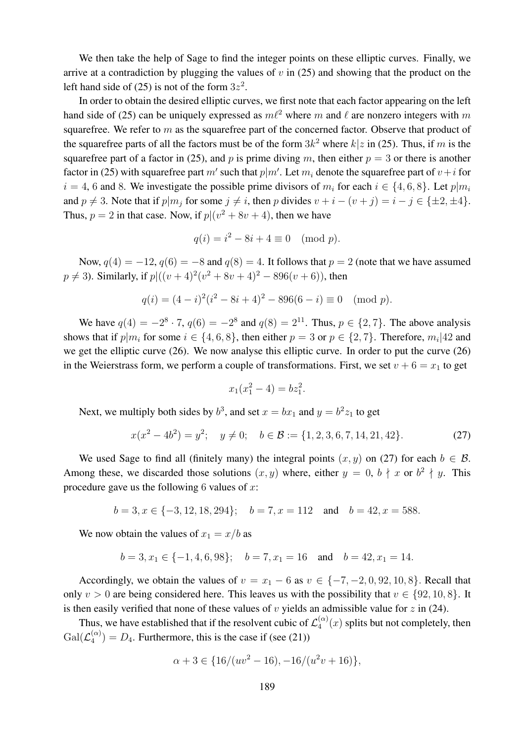We then take the help of Sage to find the integer points on these elliptic curves. Finally, we arrive at a contradiction by plugging the values of $v$ in (25) and showing that the product on the left hand side of (25) is not of the form $3z^2$.

In order to obtain the desired elliptic curves, we first note that each factor appearing on the left hand side of (25) can be uniquely expressed as $m\ell^2$ where $m$ and $\ell$ are nonzero integers with $m$ squarefree. We refer to $m$ as the squarefree part of the concerned factor. Observe that product of the squarefree parts of all the factors must be of the form $3k^2$ where $k|z$ in (25). Thus, if $m$ is the squarefree part of a factor in (25), and $p$ is prime diving $m$, then either $p = 3$ or there is another factor in (25) with squarefree part $m'$ such that $p|m'$. Let $m_i$ denote the squarefree part of $v+i$ for $i = 4$, 6 and 8. We investigate the possible prime divisors of $m_i$ for each $i \in \{4, 6, 8\}$. Let $p|m_i$ and $p \neq 3$. Note that if $p|m_j$ for some $j \neq i$, then $p$ divides $v + i - (v + j) = i - j \in \{\pm 2, \pm 4\}$. Thus, $p = 2$ in that case. Now, if $p|(v^2 + 8v + 4)$, then we have

$$q(i) = i^2 - 8i + 4 \equiv 0 \pmod{p}.$$

Now, $q(4) = -12$, $q(6) = -8$ and $q(8) = 4$. It follows that $p = 2$ (note that we have assumed $p \neq 3$). Similarly, if $p|((v + 4)^2(v^2 + 8v + 4)^2 - 896(v + 6))$, then

$$q(i) = (4 - i)^2(i^2 - 8i + 4)^2 - 896(6 - i) \equiv 0 \pmod{p}.$$

We have $q(4) = -2^8 \cdot 7$, $q(6) = -2^8$ and $q(8) = 2^{11}$. Thus, $p \in \{2, 7\}$. The above analysis shows that if $p|m_i$ for some $i \in \{4, 6, 8\}$, then either $p = 3$ or $p \in \{2, 7\}$. Therefore, $m_i|42$ and we get the elliptic curve (26). We now analyse this elliptic curve. In order to put the curve (26) in the Weierstrass form, we perform a couple of transformations. First, we set $v + 6 = x_1$ to get

$$x_1(x_1^2 - 4) = bz_1^2.$$

Next, we multiply both sides by $b^3$, and set $x = bx_1$ and $y = b^2 z_1$ to get

$$x(x^2 - 4b^2) = y^2; \quad y \neq 0; \quad b \in \mathcal{B} := \{1, 2, 3, 6, 7, 14, 21, 42\}. \tag{27}$$

We used Sage to find all (finitely many) the integral points $(x, y)$ on (27) for each $b \in \mathcal{B}$. Among these, we discarded those solutions $(x, y)$ where, either $y = 0$, $b \nmid x$ or $b^2 \nmid y$. This procedure gave us the following 6 values of $x$:

$$b = 3, x \in \{-3, 12, 18, 294\}; \quad b = 7, x = 112 \quad \text{and} \quad b = 42, x = 588.$$

We now obtain the values of $x_1 = x/b$ as

$$b = 3, x_1 \in \{-1, 4, 6, 98\}; \quad b = 7, x_1 = 16 \quad \text{and} \quad b = 42, x_1 = 14.$$

Accordingly, we obtain the values of $v = x_1 - 6$ as $v \in \{-7, -2, 0, 92, 10, 8\}$. Recall that only $v > 0$ are being considered here. This leaves us with the possibility that $v \in \{92, 10, 8\}$. It is then easily verified that none of these values of $v$ yields an admissible value for $z$ in (24).

Thus, we have established that if the resolvent cubic of $\mathcal{L}_4^{(\alpha)}(x)$ splits but not completely, then $\mathrm{Gal}(\mathcal{L}_4^{(\alpha)}) = D_4$. Furthermore, this is the case if (see (21))

$$\alpha + 3 \in \{16/(uv^2 - 16), -16/(u^2v + 16)\},$$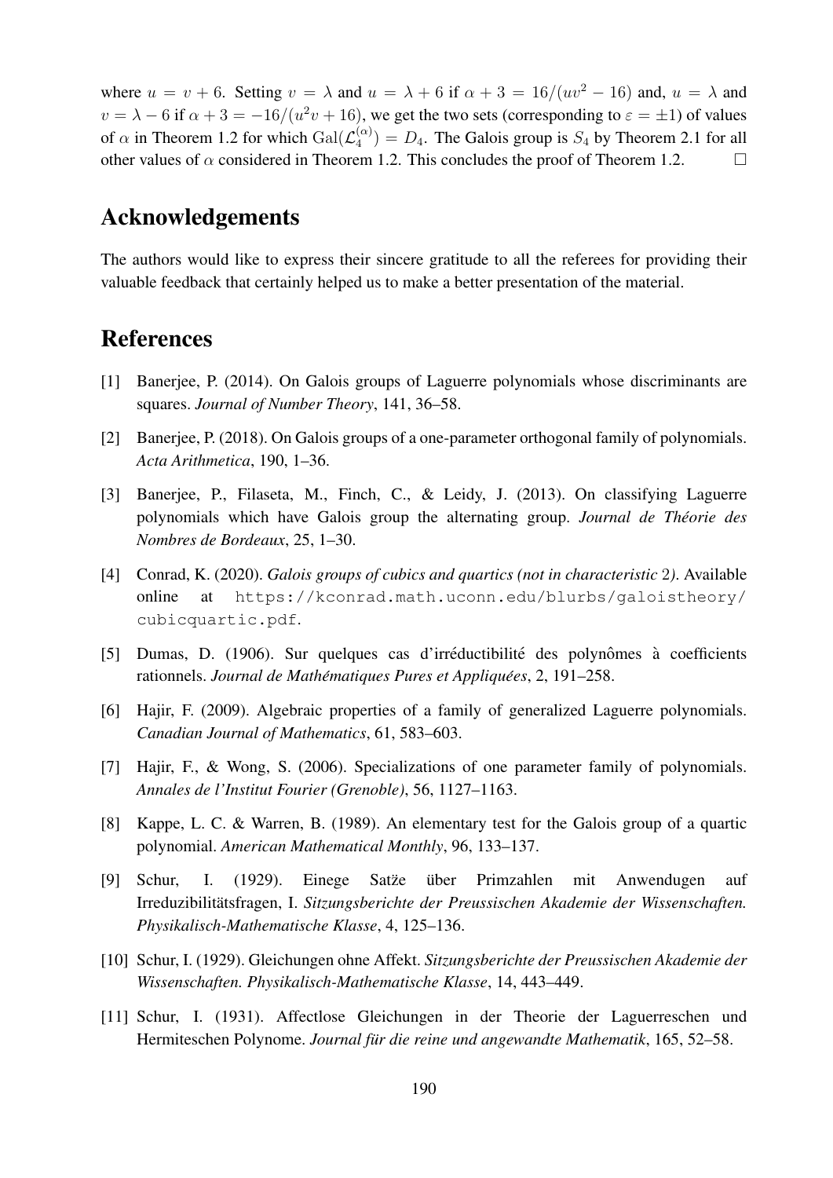where $u = v + 6$. Setting $v = \lambda$ and $u = \lambda + 6$ if $\alpha + 3 = 16/(uv^2 - 16)$ and, $u = \lambda$ and $v = \lambda - 6$ if $\alpha + 3 = -16/(u^2 v + 16)$, we get the two sets (corresponding to $\varepsilon = \pm 1$) of values of $\alpha$ in Theorem 1.2 for which $\mathrm{Gal}(\mathcal{L}_4^{(\alpha)}) = D_4$. The Galois group is $S_4$ by Theorem 2.1 for all other values of $\alpha$ considered in Theorem 1.2. This concludes the proof of Theorem 1.2. □

## Acknowledgements

The authors would like to express their sincere gratitude to all the referees for providing their valuable feedback that certainly helped us to make a better presentation of the material.

## References

[1] Banerjee, P. (2014). On Galois groups of Laguerre polynomials whose discriminants are squares. *Journal of Number Theory*, 141, 36–58.

[2] Banerjee, P. (2018). On Galois groups of a one-parameter orthogonal family of polynomials. *Acta Arithmetica*, 190, 1–36.

[3] Banerjee, P., Filaseta, M., Finch, C., & Leidy, J. (2013). On classifying Laguerre polynomials which have Galois group the alternating group. *Journal de Théorie des Nombres de Bordeaux*, 25, 1–30.

[4] Conrad, K. (2020). *Galois groups of cubics and quartics (not in characteristic 2)*. Available online at https://kconrad.math.uconn.edu/blurbs/galoistheory/cubicquartic.pdf.

[5] Dumas, D. (1906). Sur quelques cas d'irréductibilité des polynômes à coefficients rationnels. *Journal de Mathématiques Pures et Appliquées*, 2, 191–258.

[6] Hajir, F. (2009). Algebraic properties of a family of generalized Laguerre polynomials. *Canadian Journal of Mathematics*, 61, 583–603.

[7] Hajir, F., & Wong, S. (2006). Specializations of one parameter family of polynomials. *Annales de l'Institut Fourier (Grenoble)*, 56, 1127–1163.

[8] Kappe, L. C. & Warren, B. (1989). An elementary test for the Galois group of a quartic polynomial. *American Mathematical Monthly*, 96, 133–137.

[9] Schur, I. (1929). Einege Satže über Primzahlen mit Anwendugen auf Irreduzibilitätsfragen, I. *Sitzungsberichte der Preussischen Akademie der Wissenschaften. Physikalisch-Mathematische Klasse*, 4, 125–136.

[10] Schur, I. (1929). Gleichungen ohne Affekt. *Sitzungsberichte der Preussischen Akademie der Wissenschaften. Physikalisch-Mathematische Klasse*, 14, 443–449.

[11] Schur, I. (1931). Affectlose Gleichungen in der Theorie der Laguerreschen und Hermiteschen Polynome. *Journal für die reine und angewandte Mathematik*, 165, 52–58.